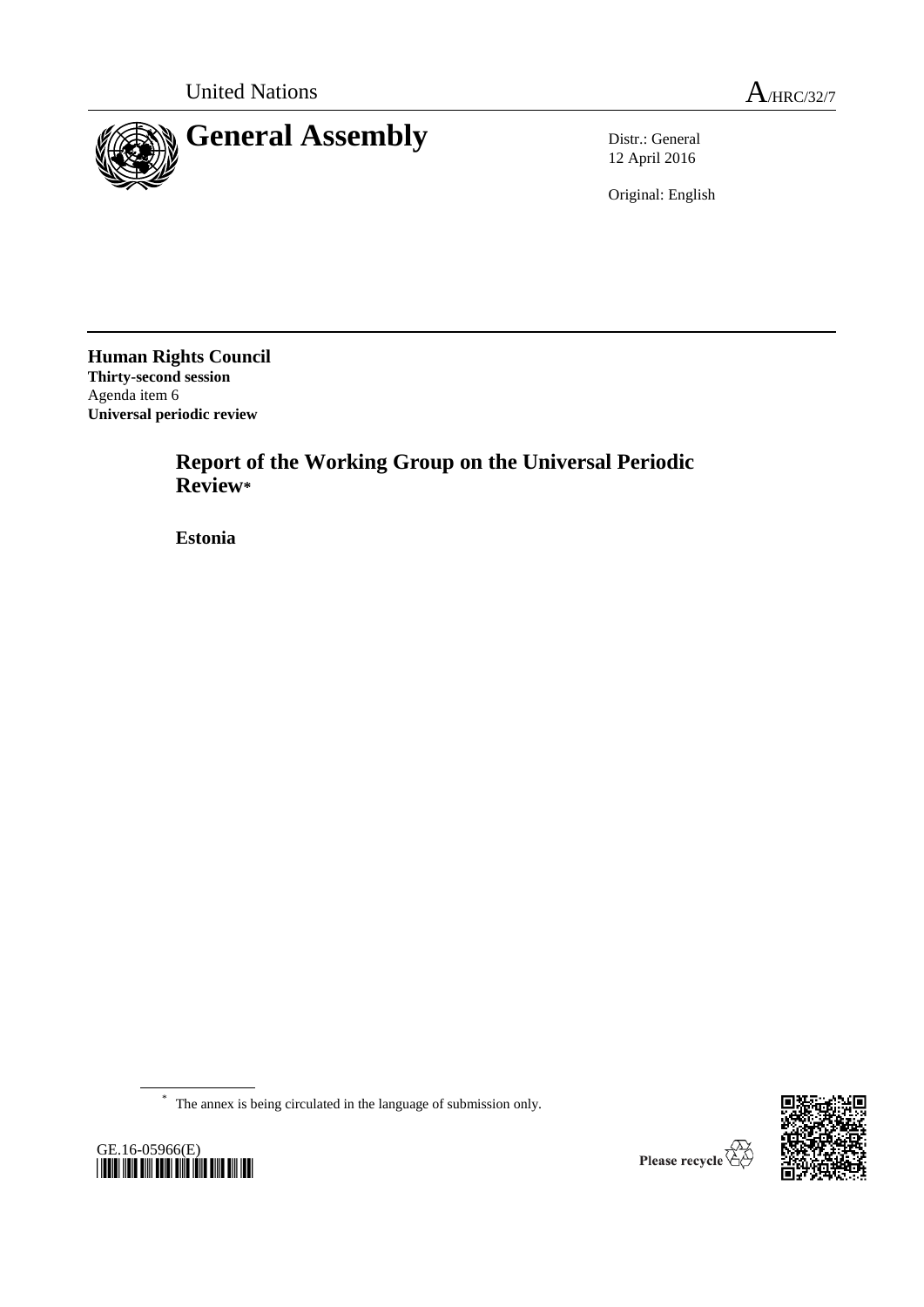United Nations

A/HRC/32/7

# General Assembly

Distr.: General
12 April 2016

Original: English

**Human Rights Council**
**Thirty-second session**
Agenda item 6
**Universal periodic review**

## Report of the Working Group on the Universal Periodic Review*

**Estonia**

\* The annex is being circulated in the language of submission only.

GE.16-05966(E)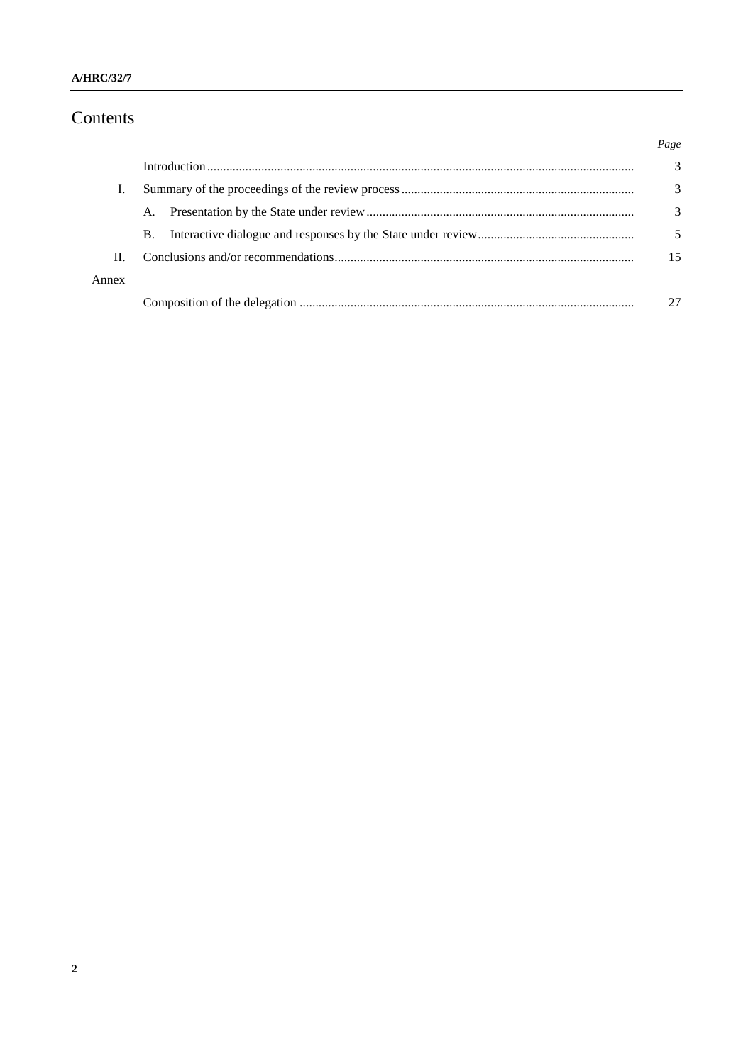# Contents

| | | Page |
|---|---|---|
| | Introduction | 3 |
| I. | Summary of the proceedings of the review process | 3 |
| | A. Presentation by the State under review | 3 |
| | B. Interactive dialogue and responses by the State under review | 5 |
| II. | Conclusions and/or recommendations | 15 |
| Annex | | |
| | Composition of the delegation | 27 |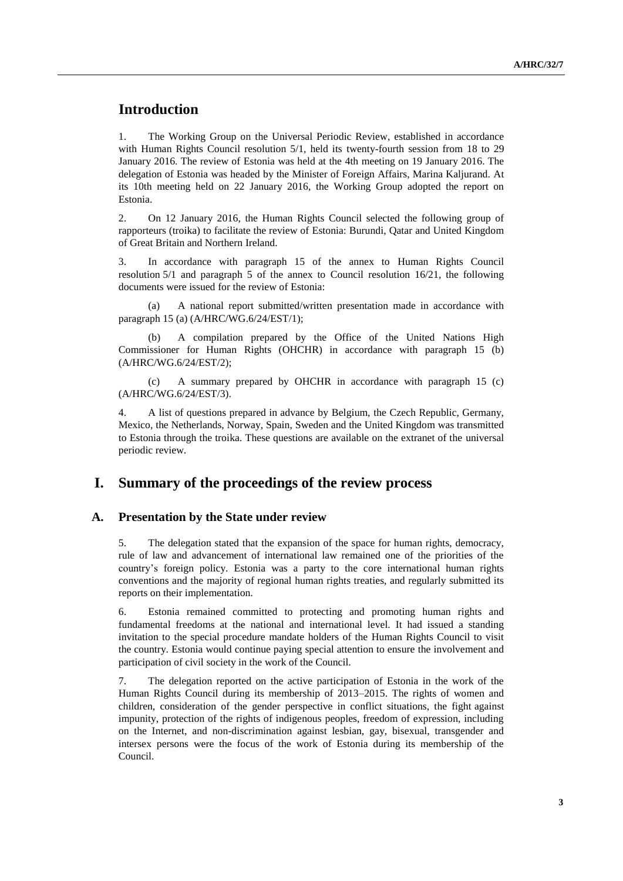# Introduction

1. The Working Group on the Universal Periodic Review, established in accordance with Human Rights Council resolution 5/1, held its twenty-fourth session from 18 to 29 January 2016. The review of Estonia was held at the 4th meeting on 19 January 2016. The delegation of Estonia was headed by the Minister of Foreign Affairs, Marina Kaljurand. At its 10th meeting held on 22 January 2016, the Working Group adopted the report on Estonia.

2. On 12 January 2016, the Human Rights Council selected the following group of rapporteurs (troika) to facilitate the review of Estonia: Burundi, Qatar and United Kingdom of Great Britain and Northern Ireland.

3. In accordance with paragraph 15 of the annex to Human Rights Council resolution 5/1 and paragraph 5 of the annex to Council resolution 16/21, the following documents were issued for the review of Estonia:

(a) A national report submitted/written presentation made in accordance with paragraph 15 (a) (A/HRC/WG.6/24/EST/1);

(b) A compilation prepared by the Office of the United Nations High Commissioner for Human Rights (OHCHR) in accordance with paragraph 15 (b) (A/HRC/WG.6/24/EST/2);

(c) A summary prepared by OHCHR in accordance with paragraph 15 (c) (A/HRC/WG.6/24/EST/3).

4. A list of questions prepared in advance by Belgium, the Czech Republic, Germany, Mexico, the Netherlands, Norway, Spain, Sweden and the United Kingdom was transmitted to Estonia through the troika. These questions are available on the extranet of the universal periodic review.

# I. Summary of the proceedings of the review process

## A. Presentation by the State under review

5. The delegation stated that the expansion of the space for human rights, democracy, rule of law and advancement of international law remained one of the priorities of the country's foreign policy. Estonia was a party to the core international human rights conventions and the majority of regional human rights treaties, and regularly submitted its reports on their implementation.

6. Estonia remained committed to protecting and promoting human rights and fundamental freedoms at the national and international level. It had issued a standing invitation to the special procedure mandate holders of the Human Rights Council to visit the country. Estonia would continue paying special attention to ensure the involvement and participation of civil society in the work of the Council.

7. The delegation reported on the active participation of Estonia in the work of the Human Rights Council during its membership of 2013–2015. The rights of women and children, consideration of the gender perspective in conflict situations, the fight against impunity, protection of the rights of indigenous peoples, freedom of expression, including on the Internet, and non-discrimination against lesbian, gay, bisexual, transgender and intersex persons were the focus of the work of Estonia during its membership of the Council.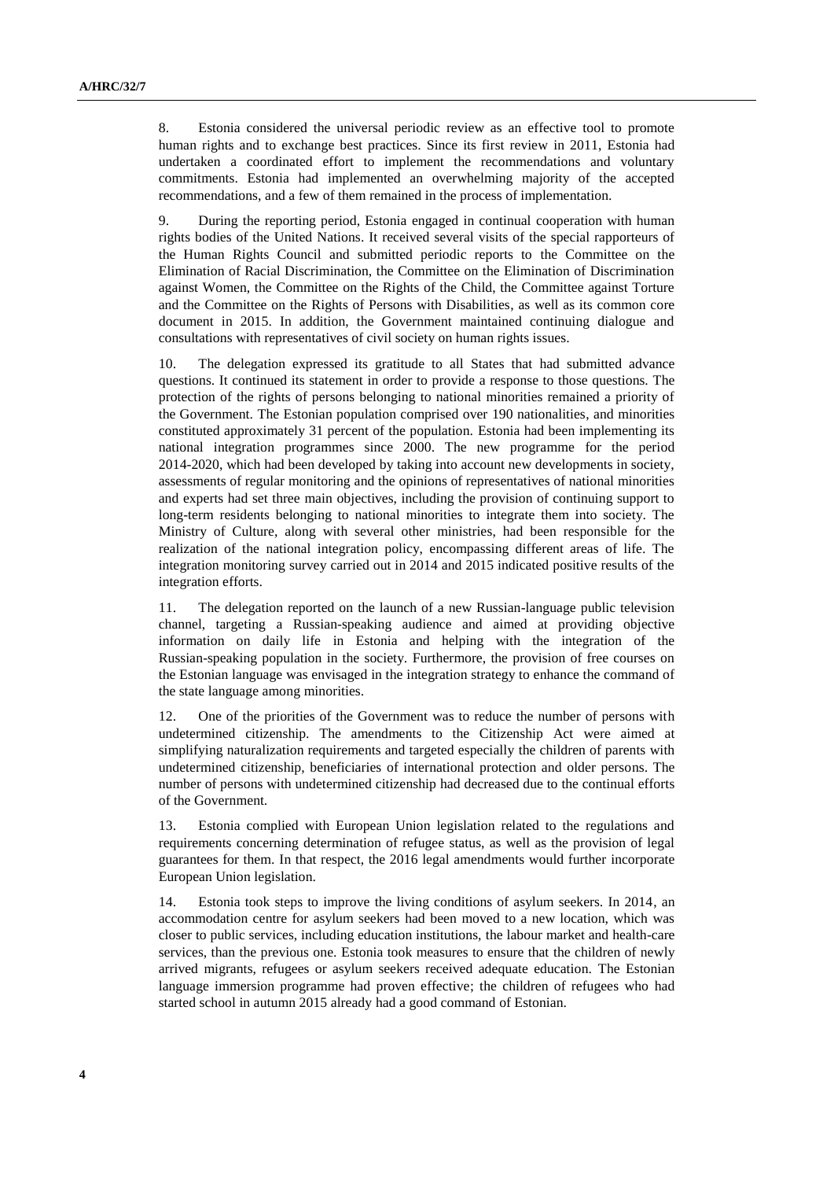8. Estonia considered the universal periodic review as an effective tool to promote human rights and to exchange best practices. Since its first review in 2011, Estonia had undertaken a coordinated effort to implement the recommendations and voluntary commitments. Estonia had implemented an overwhelming majority of the accepted recommendations, and a few of them remained in the process of implementation.

9. During the reporting period, Estonia engaged in continual cooperation with human rights bodies of the United Nations. It received several visits of the special rapporteurs of the Human Rights Council and submitted periodic reports to the Committee on the Elimination of Racial Discrimination, the Committee on the Elimination of Discrimination against Women, the Committee on the Rights of the Child, the Committee against Torture and the Committee on the Rights of Persons with Disabilities, as well as its common core document in 2015. In addition, the Government maintained continuing dialogue and consultations with representatives of civil society on human rights issues.

10. The delegation expressed its gratitude to all States that had submitted advance questions. It continued its statement in order to provide a response to those questions. The protection of the rights of persons belonging to national minorities remained a priority of the Government. The Estonian population comprised over 190 nationalities, and minorities constituted approximately 31 percent of the population. Estonia had been implementing its national integration programmes since 2000. The new programme for the period 2014-2020, which had been developed by taking into account new developments in society, assessments of regular monitoring and the opinions of representatives of national minorities and experts had set three main objectives, including the provision of continuing support to long-term residents belonging to national minorities to integrate them into society. The Ministry of Culture, along with several other ministries, had been responsible for the realization of the national integration policy, encompassing different areas of life. The integration monitoring survey carried out in 2014 and 2015 indicated positive results of the integration efforts.

11. The delegation reported on the launch of a new Russian-language public television channel, targeting a Russian-speaking audience and aimed at providing objective information on daily life in Estonia and helping with the integration of the Russian-speaking population in the society. Furthermore, the provision of free courses on the Estonian language was envisaged in the integration strategy to enhance the command of the state language among minorities.

12. One of the priorities of the Government was to reduce the number of persons with undetermined citizenship. The amendments to the Citizenship Act were aimed at simplifying naturalization requirements and targeted especially the children of parents with undetermined citizenship, beneficiaries of international protection and older persons. The number of persons with undetermined citizenship had decreased due to the continual efforts of the Government.

13. Estonia complied with European Union legislation related to the regulations and requirements concerning determination of refugee status, as well as the provision of legal guarantees for them. In that respect, the 2016 legal amendments would further incorporate European Union legislation.

14. Estonia took steps to improve the living conditions of asylum seekers. In 2014, an accommodation centre for asylum seekers had been moved to a new location, which was closer to public services, including education institutions, the labour market and health-care services, than the previous one. Estonia took measures to ensure that the children of newly arrived migrants, refugees or asylum seekers received adequate education. The Estonian language immersion programme had proven effective; the children of refugees who had started school in autumn 2015 already had a good command of Estonian.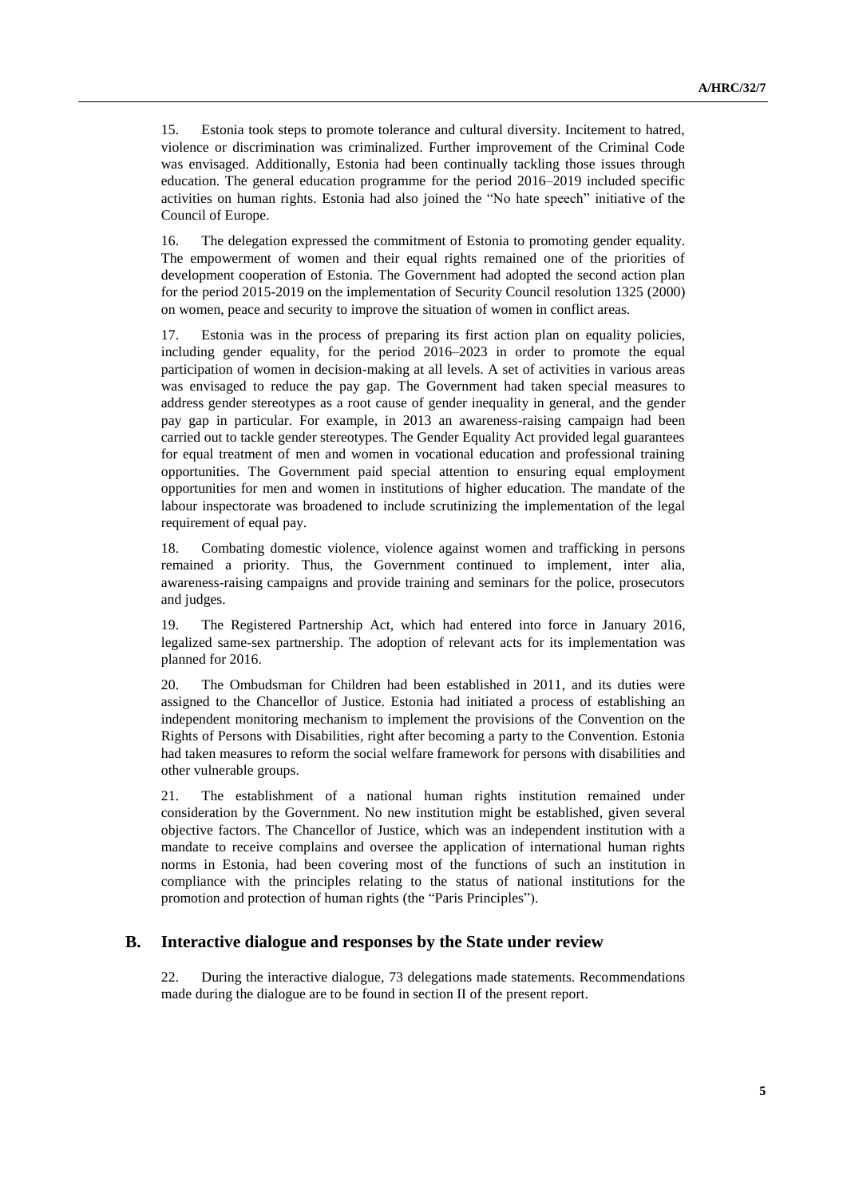15. Estonia took steps to promote tolerance and cultural diversity. Incitement to hatred, violence or discrimination was criminalized. Further improvement of the Criminal Code was envisaged. Additionally, Estonia had been continually tackling those issues through education. The general education programme for the period 2016–2019 included specific activities on human rights. Estonia had also joined the "No hate speech" initiative of the Council of Europe.

16. The delegation expressed the commitment of Estonia to promoting gender equality. The empowerment of women and their equal rights remained one of the priorities of development cooperation of Estonia. The Government had adopted the second action plan for the period 2015-2019 on the implementation of Security Council resolution 1325 (2000) on women, peace and security to improve the situation of women in conflict areas.

17. Estonia was in the process of preparing its first action plan on equality policies, including gender equality, for the period 2016–2023 in order to promote the equal participation of women in decision-making at all levels. A set of activities in various areas was envisaged to reduce the pay gap. The Government had taken special measures to address gender stereotypes as a root cause of gender inequality in general, and the gender pay gap in particular. For example, in 2013 an awareness-raising campaign had been carried out to tackle gender stereotypes. The Gender Equality Act provided legal guarantees for equal treatment of men and women in vocational education and professional training opportunities. The Government paid special attention to ensuring equal employment opportunities for men and women in institutions of higher education. The mandate of the labour inspectorate was broadened to include scrutinizing the implementation of the legal requirement of equal pay.

18. Combating domestic violence, violence against women and trafficking in persons remained a priority. Thus, the Government continued to implement, inter alia, awareness-raising campaigns and provide training and seminars for the police, prosecutors and judges.

19. The Registered Partnership Act, which had entered into force in January 2016, legalized same-sex partnership. The adoption of relevant acts for its implementation was planned for 2016.

20. The Ombudsman for Children had been established in 2011, and its duties were assigned to the Chancellor of Justice. Estonia had initiated a process of establishing an independent monitoring mechanism to implement the provisions of the Convention on the Rights of Persons with Disabilities, right after becoming a party to the Convention. Estonia had taken measures to reform the social welfare framework for persons with disabilities and other vulnerable groups.

21. The establishment of a national human rights institution remained under consideration by the Government. No new institution might be established, given several objective factors. The Chancellor of Justice, which was an independent institution with a mandate to receive complains and oversee the application of international human rights norms in Estonia, had been covering most of the functions of such an institution in compliance with the principles relating to the status of national institutions for the promotion and protection of human rights (the "Paris Principles").

## B. Interactive dialogue and responses by the State under review

22. During the interactive dialogue, 73 delegations made statements. Recommendations made during the dialogue are to be found in section II of the present report.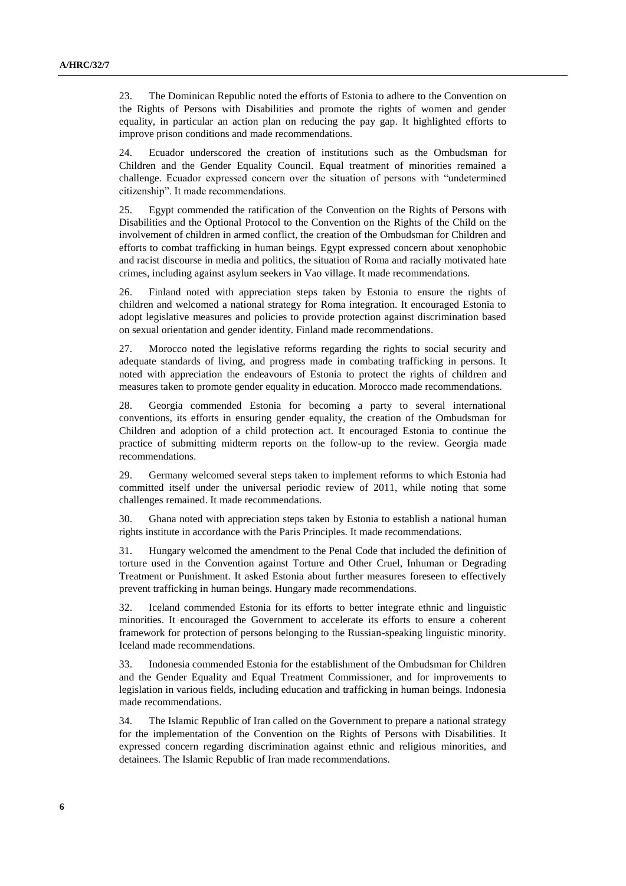23. The Dominican Republic noted the efforts of Estonia to adhere to the Convention on the Rights of Persons with Disabilities and promote the rights of women and gender equality, in particular an action plan on reducing the pay gap. It highlighted efforts to improve prison conditions and made recommendations.

24. Ecuador underscored the creation of institutions such as the Ombudsman for Children and the Gender Equality Council. Equal treatment of minorities remained a challenge. Ecuador expressed concern over the situation of persons with "undetermined citizenship". It made recommendations.

25. Egypt commended the ratification of the Convention on the Rights of Persons with Disabilities and the Optional Protocol to the Convention on the Rights of the Child on the involvement of children in armed conflict, the creation of the Ombudsman for Children and efforts to combat trafficking in human beings. Egypt expressed concern about xenophobic and racist discourse in media and politics, the situation of Roma and racially motivated hate crimes, including against asylum seekers in Vao village. It made recommendations.

26. Finland noted with appreciation steps taken by Estonia to ensure the rights of children and welcomed a national strategy for Roma integration. It encouraged Estonia to adopt legislative measures and policies to provide protection against discrimination based on sexual orientation and gender identity. Finland made recommendations.

27. Morocco noted the legislative reforms regarding the rights to social security and adequate standards of living, and progress made in combating trafficking in persons. It noted with appreciation the endeavours of Estonia to protect the rights of children and measures taken to promote gender equality in education. Morocco made recommendations.

28. Georgia commended Estonia for becoming a party to several international conventions, its efforts in ensuring gender equality, the creation of the Ombudsman for Children and adoption of a child protection act. It encouraged Estonia to continue the practice of submitting midterm reports on the follow-up to the review. Georgia made recommendations.

29. Germany welcomed several steps taken to implement reforms to which Estonia had committed itself under the universal periodic review of 2011, while noting that some challenges remained. It made recommendations.

30. Ghana noted with appreciation steps taken by Estonia to establish a national human rights institute in accordance with the Paris Principles. It made recommendations.

31. Hungary welcomed the amendment to the Penal Code that included the definition of torture used in the Convention against Torture and Other Cruel, Inhuman or Degrading Treatment or Punishment. It asked Estonia about further measures foreseen to effectively prevent trafficking in human beings. Hungary made recommendations.

32. Iceland commended Estonia for its efforts to better integrate ethnic and linguistic minorities. It encouraged the Government to accelerate its efforts to ensure a coherent framework for protection of persons belonging to the Russian-speaking linguistic minority. Iceland made recommendations.

33. Indonesia commended Estonia for the establishment of the Ombudsman for Children and the Gender Equality and Equal Treatment Commissioner, and for improvements to legislation in various fields, including education and trafficking in human beings. Indonesia made recommendations.

34. The Islamic Republic of Iran called on the Government to prepare a national strategy for the implementation of the Convention on the Rights of Persons with Disabilities. It expressed concern regarding discrimination against ethnic and religious minorities, and detainees. The Islamic Republic of Iran made recommendations.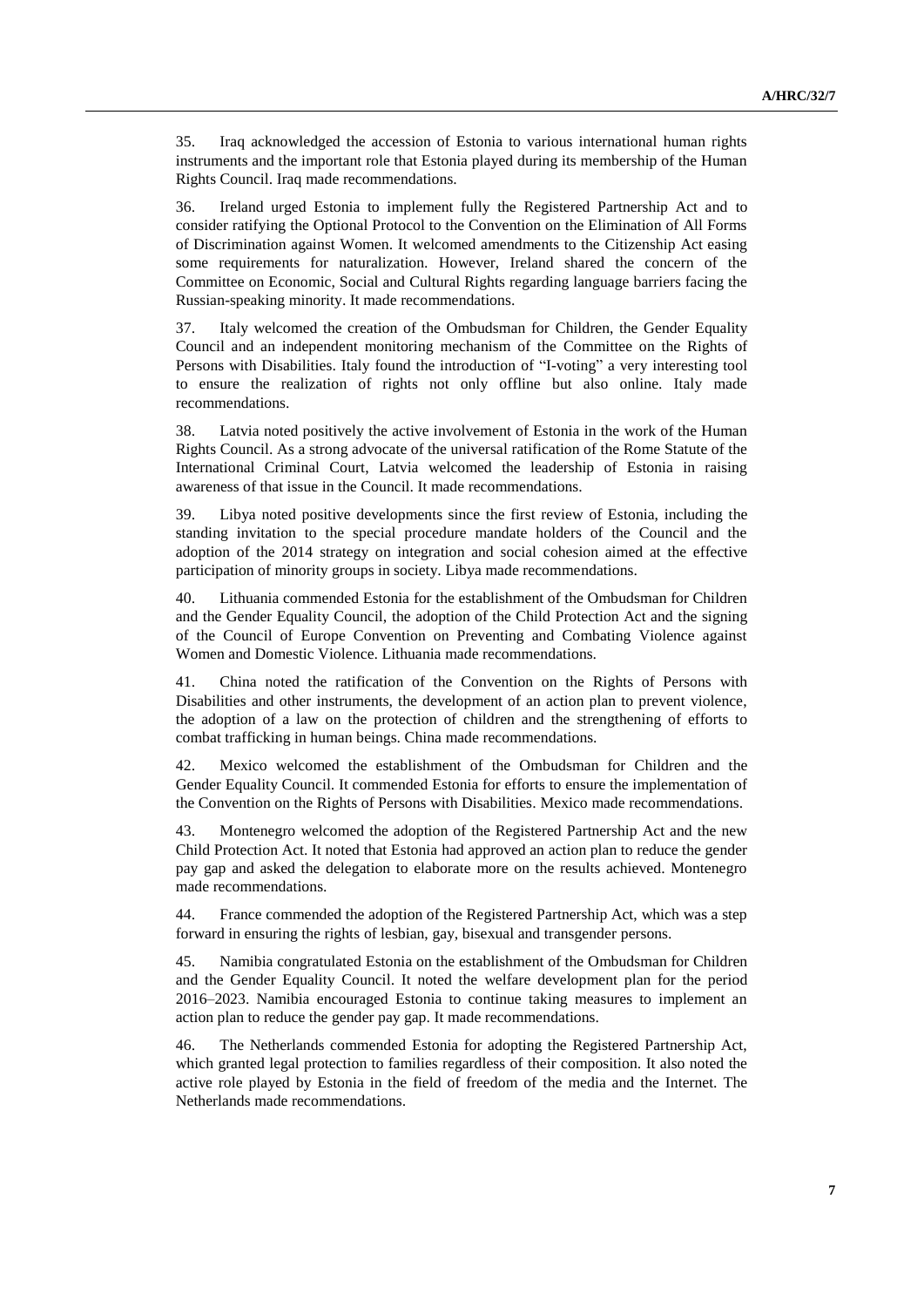35. Iraq acknowledged the accession of Estonia to various international human rights instruments and the important role that Estonia played during its membership of the Human Rights Council. Iraq made recommendations.

36. Ireland urged Estonia to implement fully the Registered Partnership Act and to consider ratifying the Optional Protocol to the Convention on the Elimination of All Forms of Discrimination against Women. It welcomed amendments to the Citizenship Act easing some requirements for naturalization. However, Ireland shared the concern of the Committee on Economic, Social and Cultural Rights regarding language barriers facing the Russian-speaking minority. It made recommendations.

37. Italy welcomed the creation of the Ombudsman for Children, the Gender Equality Council and an independent monitoring mechanism of the Committee on the Rights of Persons with Disabilities. Italy found the introduction of "I-voting" a very interesting tool to ensure the realization of rights not only offline but also online. Italy made recommendations.

38. Latvia noted positively the active involvement of Estonia in the work of the Human Rights Council. As a strong advocate of the universal ratification of the Rome Statute of the International Criminal Court, Latvia welcomed the leadership of Estonia in raising awareness of that issue in the Council. It made recommendations.

39. Libya noted positive developments since the first review of Estonia, including the standing invitation to the special procedure mandate holders of the Council and the adoption of the 2014 strategy on integration and social cohesion aimed at the effective participation of minority groups in society. Libya made recommendations.

40. Lithuania commended Estonia for the establishment of the Ombudsman for Children and the Gender Equality Council, the adoption of the Child Protection Act and the signing of the Council of Europe Convention on Preventing and Combating Violence against Women and Domestic Violence. Lithuania made recommendations.

41. China noted the ratification of the Convention on the Rights of Persons with Disabilities and other instruments, the development of an action plan to prevent violence, the adoption of a law on the protection of children and the strengthening of efforts to combat trafficking in human beings. China made recommendations.

42. Mexico welcomed the establishment of the Ombudsman for Children and the Gender Equality Council. It commended Estonia for efforts to ensure the implementation of the Convention on the Rights of Persons with Disabilities. Mexico made recommendations.

43. Montenegro welcomed the adoption of the Registered Partnership Act and the new Child Protection Act. It noted that Estonia had approved an action plan to reduce the gender pay gap and asked the delegation to elaborate more on the results achieved. Montenegro made recommendations.

44. France commended the adoption of the Registered Partnership Act, which was a step forward in ensuring the rights of lesbian, gay, bisexual and transgender persons.

45. Namibia congratulated Estonia on the establishment of the Ombudsman for Children and the Gender Equality Council. It noted the welfare development plan for the period 2016–2023. Namibia encouraged Estonia to continue taking measures to implement an action plan to reduce the gender pay gap. It made recommendations.

46. The Netherlands commended Estonia for adopting the Registered Partnership Act, which granted legal protection to families regardless of their composition. It also noted the active role played by Estonia in the field of freedom of the media and the Internet. The Netherlands made recommendations.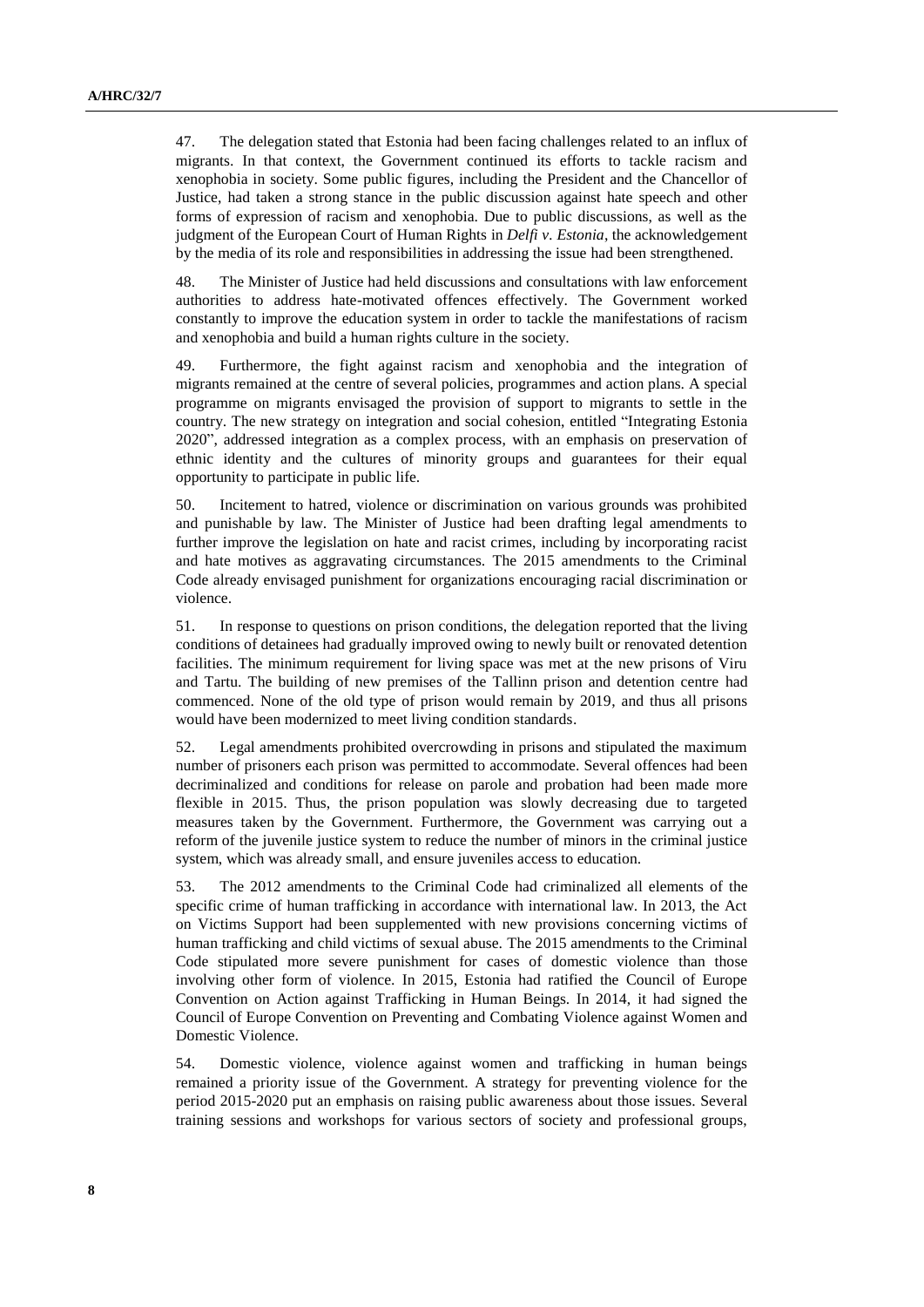47. The delegation stated that Estonia had been facing challenges related to an influx of migrants. In that context, the Government continued its efforts to tackle racism and xenophobia in society. Some public figures, including the President and the Chancellor of Justice, had taken a strong stance in the public discussion against hate speech and other forms of expression of racism and xenophobia. Due to public discussions, as well as the judgment of the European Court of Human Rights in *Delfi v. Estonia*, the acknowledgement by the media of its role and responsibilities in addressing the issue had been strengthened.

48. The Minister of Justice had held discussions and consultations with law enforcement authorities to address hate-motivated offences effectively. The Government worked constantly to improve the education system in order to tackle the manifestations of racism and xenophobia and build a human rights culture in the society.

49. Furthermore, the fight against racism and xenophobia and the integration of migrants remained at the centre of several policies, programmes and action plans. A special programme on migrants envisaged the provision of support to migrants to settle in the country. The new strategy on integration and social cohesion, entitled "Integrating Estonia 2020", addressed integration as a complex process, with an emphasis on preservation of ethnic identity and the cultures of minority groups and guarantees for their equal opportunity to participate in public life.

50. Incitement to hatred, violence or discrimination on various grounds was prohibited and punishable by law. The Minister of Justice had been drafting legal amendments to further improve the legislation on hate and racist crimes, including by incorporating racist and hate motives as aggravating circumstances. The 2015 amendments to the Criminal Code already envisaged punishment for organizations encouraging racial discrimination or violence.

51. In response to questions on prison conditions, the delegation reported that the living conditions of detainees had gradually improved owing to newly built or renovated detention facilities. The minimum requirement for living space was met at the new prisons of Viru and Tartu. The building of new premises of the Tallinn prison and detention centre had commenced. None of the old type of prison would remain by 2019, and thus all prisons would have been modernized to meet living condition standards.

52. Legal amendments prohibited overcrowding in prisons and stipulated the maximum number of prisoners each prison was permitted to accommodate. Several offences had been decriminalized and conditions for release on parole and probation had been made more flexible in 2015. Thus, the prison population was slowly decreasing due to targeted measures taken by the Government. Furthermore, the Government was carrying out a reform of the juvenile justice system to reduce the number of minors in the criminal justice system, which was already small, and ensure juveniles access to education.

53. The 2012 amendments to the Criminal Code had criminalized all elements of the specific crime of human trafficking in accordance with international law. In 2013, the Act on Victims Support had been supplemented with new provisions concerning victims of human trafficking and child victims of sexual abuse. The 2015 amendments to the Criminal Code stipulated more severe punishment for cases of domestic violence than those involving other form of violence. In 2015, Estonia had ratified the Council of Europe Convention on Action against Trafficking in Human Beings. In 2014, it had signed the Council of Europe Convention on Preventing and Combating Violence against Women and Domestic Violence.

54. Domestic violence, violence against women and trafficking in human beings remained a priority issue of the Government. A strategy for preventing violence for the period 2015-2020 put an emphasis on raising public awareness about those issues. Several training sessions and workshops for various sectors of society and professional groups,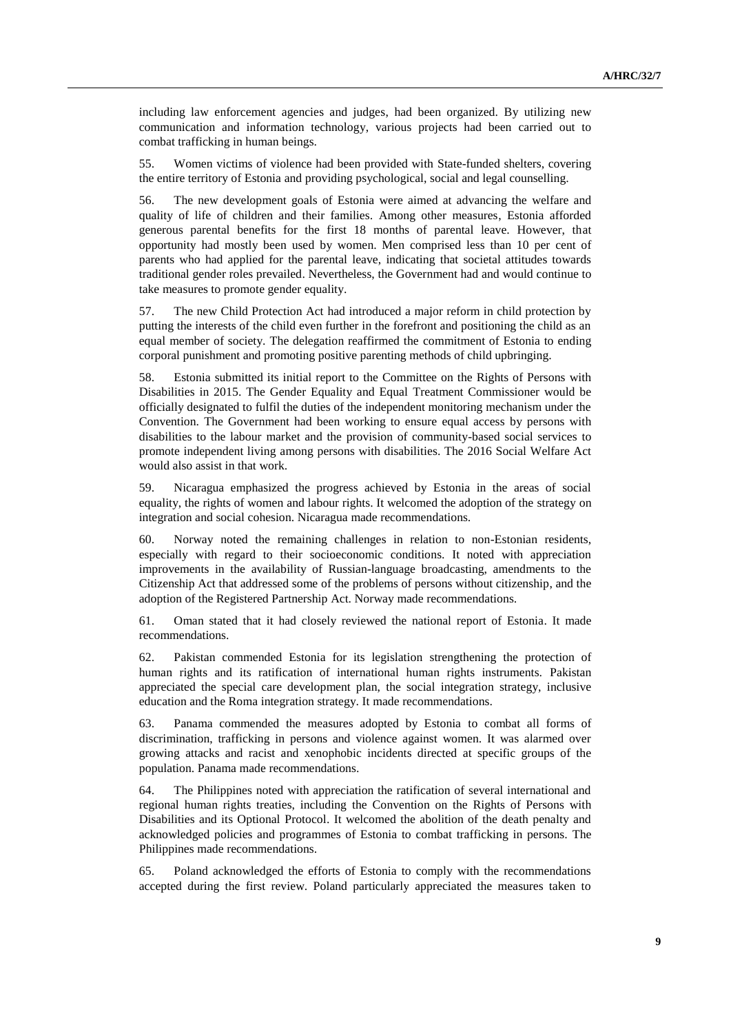including law enforcement agencies and judges, had been organized. By utilizing new communication and information technology, various projects had been carried out to combat trafficking in human beings.

55. Women victims of violence had been provided with State-funded shelters, covering the entire territory of Estonia and providing psychological, social and legal counselling.

56. The new development goals of Estonia were aimed at advancing the welfare and quality of life of children and their families. Among other measures, Estonia afforded generous parental benefits for the first 18 months of parental leave. However, that opportunity had mostly been used by women. Men comprised less than 10 per cent of parents who had applied for the parental leave, indicating that societal attitudes towards traditional gender roles prevailed. Nevertheless, the Government had and would continue to take measures to promote gender equality.

57. The new Child Protection Act had introduced a major reform in child protection by putting the interests of the child even further in the forefront and positioning the child as an equal member of society. The delegation reaffirmed the commitment of Estonia to ending corporal punishment and promoting positive parenting methods of child upbringing.

58. Estonia submitted its initial report to the Committee on the Rights of Persons with Disabilities in 2015. The Gender Equality and Equal Treatment Commissioner would be officially designated to fulfil the duties of the independent monitoring mechanism under the Convention. The Government had been working to ensure equal access by persons with disabilities to the labour market and the provision of community-based social services to promote independent living among persons with disabilities. The 2016 Social Welfare Act would also assist in that work.

59. Nicaragua emphasized the progress achieved by Estonia in the areas of social equality, the rights of women and labour rights. It welcomed the adoption of the strategy on integration and social cohesion. Nicaragua made recommendations.

60. Norway noted the remaining challenges in relation to non-Estonian residents, especially with regard to their socioeconomic conditions. It noted with appreciation improvements in the availability of Russian-language broadcasting, amendments to the Citizenship Act that addressed some of the problems of persons without citizenship, and the adoption of the Registered Partnership Act. Norway made recommendations.

61. Oman stated that it had closely reviewed the national report of Estonia. It made recommendations.

62. Pakistan commended Estonia for its legislation strengthening the protection of human rights and its ratification of international human rights instruments. Pakistan appreciated the special care development plan, the social integration strategy, inclusive education and the Roma integration strategy. It made recommendations.

63. Panama commended the measures adopted by Estonia to combat all forms of discrimination, trafficking in persons and violence against women. It was alarmed over growing attacks and racist and xenophobic incidents directed at specific groups of the population. Panama made recommendations.

64. The Philippines noted with appreciation the ratification of several international and regional human rights treaties, including the Convention on the Rights of Persons with Disabilities and its Optional Protocol. It welcomed the abolition of the death penalty and acknowledged policies and programmes of Estonia to combat trafficking in persons. The Philippines made recommendations.

65. Poland acknowledged the efforts of Estonia to comply with the recommendations accepted during the first review. Poland particularly appreciated the measures taken to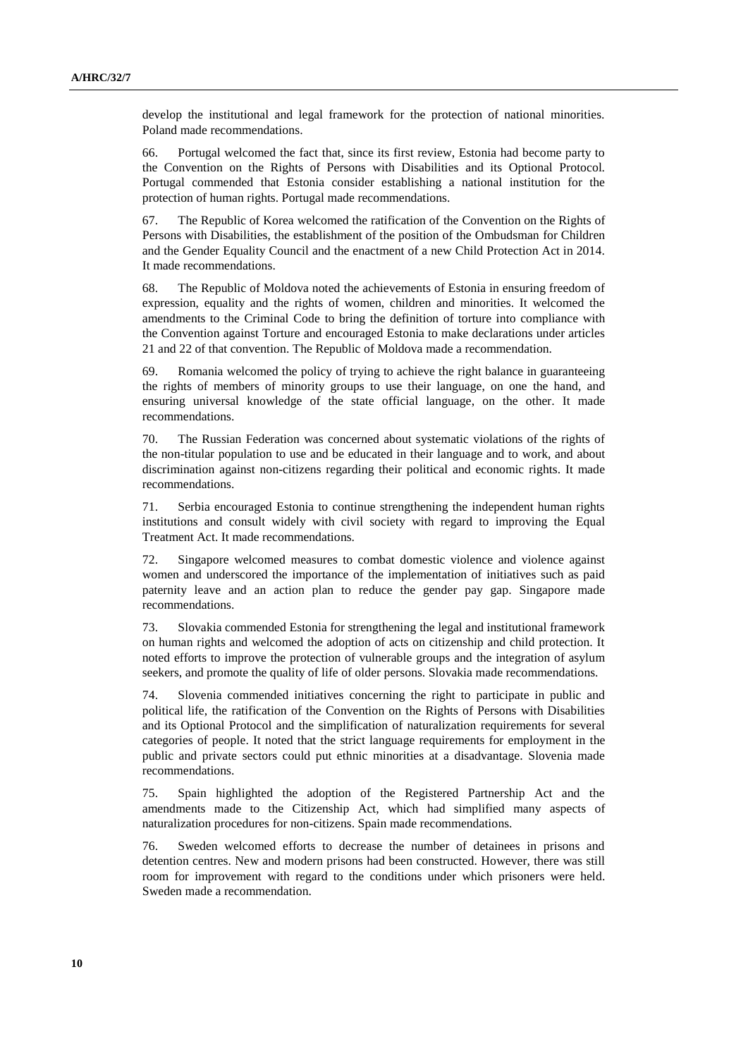develop the institutional and legal framework for the protection of national minorities. Poland made recommendations.

66. Portugal welcomed the fact that, since its first review, Estonia had become party to the Convention on the Rights of Persons with Disabilities and its Optional Protocol. Portugal commended that Estonia consider establishing a national institution for the protection of human rights. Portugal made recommendations.

67. The Republic of Korea welcomed the ratification of the Convention on the Rights of Persons with Disabilities, the establishment of the position of the Ombudsman for Children and the Gender Equality Council and the enactment of a new Child Protection Act in 2014. It made recommendations.

68. The Republic of Moldova noted the achievements of Estonia in ensuring freedom of expression, equality and the rights of women, children and minorities. It welcomed the amendments to the Criminal Code to bring the definition of torture into compliance with the Convention against Torture and encouraged Estonia to make declarations under articles 21 and 22 of that convention. The Republic of Moldova made a recommendation.

69. Romania welcomed the policy of trying to achieve the right balance in guaranteeing the rights of members of minority groups to use their language, on one the hand, and ensuring universal knowledge of the state official language, on the other. It made recommendations.

70. The Russian Federation was concerned about systematic violations of the rights of the non-titular population to use and be educated in their language and to work, and about discrimination against non-citizens regarding their political and economic rights. It made recommendations.

71. Serbia encouraged Estonia to continue strengthening the independent human rights institutions and consult widely with civil society with regard to improving the Equal Treatment Act. It made recommendations.

72. Singapore welcomed measures to combat domestic violence and violence against women and underscored the importance of the implementation of initiatives such as paid paternity leave and an action plan to reduce the gender pay gap. Singapore made recommendations.

73. Slovakia commended Estonia for strengthening the legal and institutional framework on human rights and welcomed the adoption of acts on citizenship and child protection. It noted efforts to improve the protection of vulnerable groups and the integration of asylum seekers, and promote the quality of life of older persons. Slovakia made recommendations.

74. Slovenia commended initiatives concerning the right to participate in public and political life, the ratification of the Convention on the Rights of Persons with Disabilities and its Optional Protocol and the simplification of naturalization requirements for several categories of people. It noted that the strict language requirements for employment in the public and private sectors could put ethnic minorities at a disadvantage. Slovenia made recommendations.

75. Spain highlighted the adoption of the Registered Partnership Act and the amendments made to the Citizenship Act, which had simplified many aspects of naturalization procedures for non-citizens. Spain made recommendations.

76. Sweden welcomed efforts to decrease the number of detainees in prisons and detention centres. New and modern prisons had been constructed. However, there was still room for improvement with regard to the conditions under which prisoners were held. Sweden made a recommendation.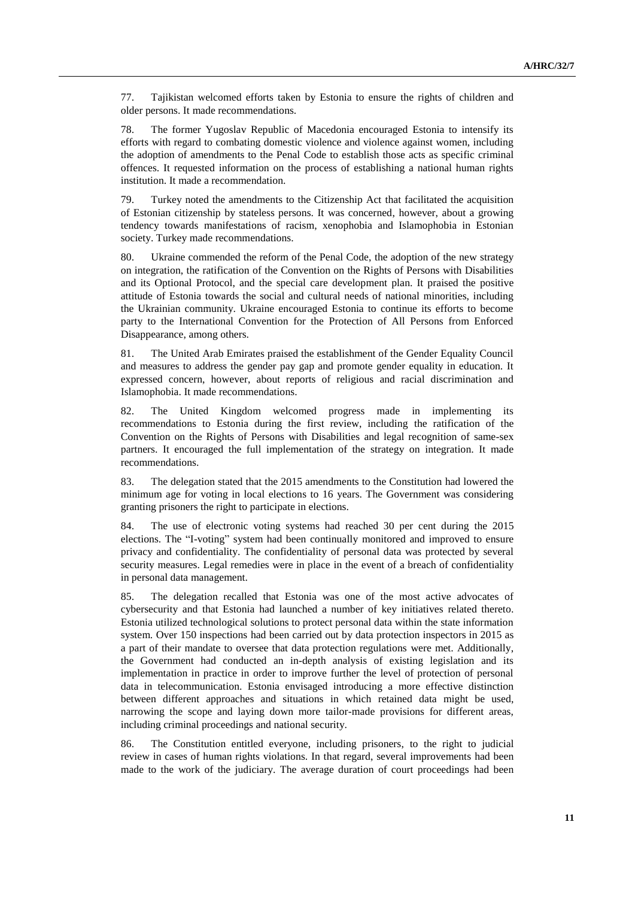77. Tajikistan welcomed efforts taken by Estonia to ensure the rights of children and older persons. It made recommendations.

78. The former Yugoslav Republic of Macedonia encouraged Estonia to intensify its efforts with regard to combating domestic violence and violence against women, including the adoption of amendments to the Penal Code to establish those acts as specific criminal offences. It requested information on the process of establishing a national human rights institution. It made a recommendation.

79. Turkey noted the amendments to the Citizenship Act that facilitated the acquisition of Estonian citizenship by stateless persons. It was concerned, however, about a growing tendency towards manifestations of racism, xenophobia and Islamophobia in Estonian society. Turkey made recommendations.

80. Ukraine commended the reform of the Penal Code, the adoption of the new strategy on integration, the ratification of the Convention on the Rights of Persons with Disabilities and its Optional Protocol, and the special care development plan. It praised the positive attitude of Estonia towards the social and cultural needs of national minorities, including the Ukrainian community. Ukraine encouraged Estonia to continue its efforts to become party to the International Convention for the Protection of All Persons from Enforced Disappearance, among others.

81. The United Arab Emirates praised the establishment of the Gender Equality Council and measures to address the gender pay gap and promote gender equality in education. It expressed concern, however, about reports of religious and racial discrimination and Islamophobia. It made recommendations.

82. The United Kingdom welcomed progress made in implementing its recommendations to Estonia during the first review, including the ratification of the Convention on the Rights of Persons with Disabilities and legal recognition of same-sex partners. It encouraged the full implementation of the strategy on integration. It made recommendations.

83. The delegation stated that the 2015 amendments to the Constitution had lowered the minimum age for voting in local elections to 16 years. The Government was considering granting prisoners the right to participate in elections.

84. The use of electronic voting systems had reached 30 per cent during the 2015 elections. The "I-voting" system had been continually monitored and improved to ensure privacy and confidentiality. The confidentiality of personal data was protected by several security measures. Legal remedies were in place in the event of a breach of confidentiality in personal data management.

85. The delegation recalled that Estonia was one of the most active advocates of cybersecurity and that Estonia had launched a number of key initiatives related thereto. Estonia utilized technological solutions to protect personal data within the state information system. Over 150 inspections had been carried out by data protection inspectors in 2015 as a part of their mandate to oversee that data protection regulations were met. Additionally, the Government had conducted an in-depth analysis of existing legislation and its implementation in practice in order to improve further the level of protection of personal data in telecommunication. Estonia envisaged introducing a more effective distinction between different approaches and situations in which retained data might be used, narrowing the scope and laying down more tailor-made provisions for different areas, including criminal proceedings and national security.

86. The Constitution entitled everyone, including prisoners, to the right to judicial review in cases of human rights violations. In that regard, several improvements had been made to the work of the judiciary. The average duration of court proceedings had been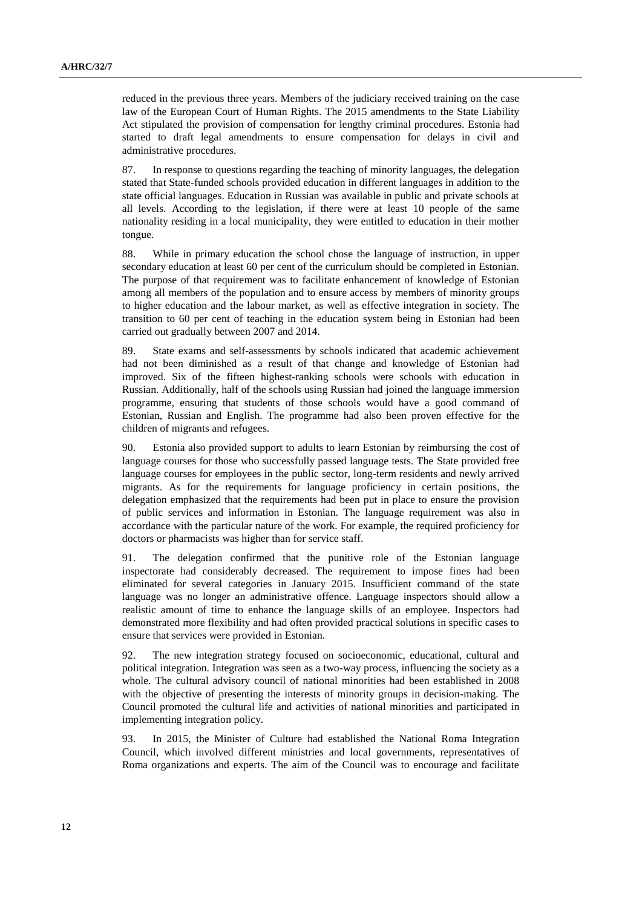reduced in the previous three years. Members of the judiciary received training on the case law of the European Court of Human Rights. The 2015 amendments to the State Liability Act stipulated the provision of compensation for lengthy criminal procedures. Estonia had started to draft legal amendments to ensure compensation for delays in civil and administrative procedures.

87. In response to questions regarding the teaching of minority languages, the delegation stated that State-funded schools provided education in different languages in addition to the state official languages. Education in Russian was available in public and private schools at all levels. According to the legislation, if there were at least 10 people of the same nationality residing in a local municipality, they were entitled to education in their mother tongue.

88. While in primary education the school chose the language of instruction, in upper secondary education at least 60 per cent of the curriculum should be completed in Estonian. The purpose of that requirement was to facilitate enhancement of knowledge of Estonian among all members of the population and to ensure access by members of minority groups to higher education and the labour market, as well as effective integration in society. The transition to 60 per cent of teaching in the education system being in Estonian had been carried out gradually between 2007 and 2014.

89. State exams and self-assessments by schools indicated that academic achievement had not been diminished as a result of that change and knowledge of Estonian had improved. Six of the fifteen highest-ranking schools were schools with education in Russian. Additionally, half of the schools using Russian had joined the language immersion programme, ensuring that students of those schools would have a good command of Estonian, Russian and English. The programme had also been proven effective for the children of migrants and refugees.

90. Estonia also provided support to adults to learn Estonian by reimbursing the cost of language courses for those who successfully passed language tests. The State provided free language courses for employees in the public sector, long-term residents and newly arrived migrants. As for the requirements for language proficiency in certain positions, the delegation emphasized that the requirements had been put in place to ensure the provision of public services and information in Estonian. The language requirement was also in accordance with the particular nature of the work. For example, the required proficiency for doctors or pharmacists was higher than for service staff.

91. The delegation confirmed that the punitive role of the Estonian language inspectorate had considerably decreased. The requirement to impose fines had been eliminated for several categories in January 2015. Insufficient command of the state language was no longer an administrative offence. Language inspectors should allow a realistic amount of time to enhance the language skills of an employee. Inspectors had demonstrated more flexibility and had often provided practical solutions in specific cases to ensure that services were provided in Estonian.

92. The new integration strategy focused on socioeconomic, educational, cultural and political integration. Integration was seen as a two-way process, influencing the society as a whole. The cultural advisory council of national minorities had been established in 2008 with the objective of presenting the interests of minority groups in decision-making. The Council promoted the cultural life and activities of national minorities and participated in implementing integration policy.

93. In 2015, the Minister of Culture had established the National Roma Integration Council, which involved different ministries and local governments, representatives of Roma organizations and experts. The aim of the Council was to encourage and facilitate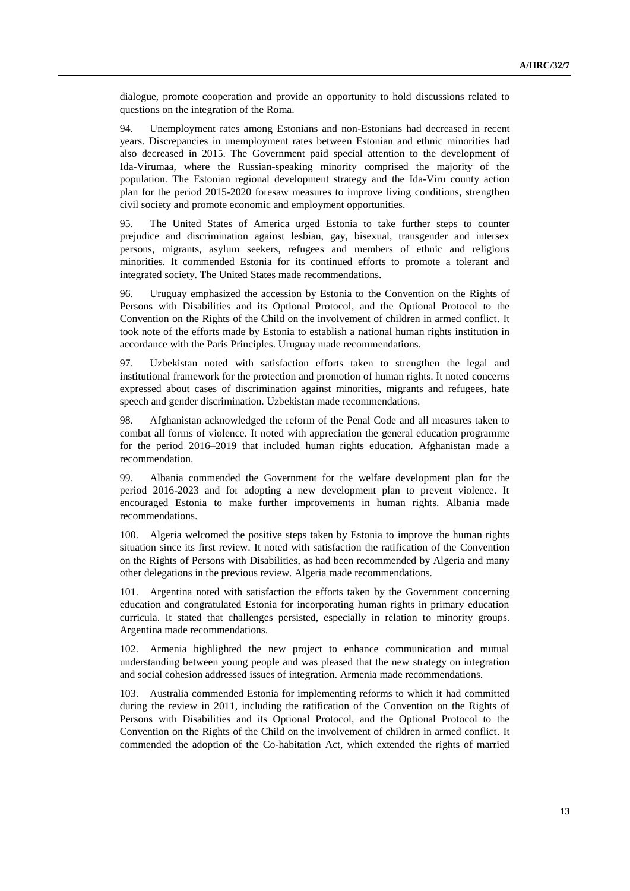dialogue, promote cooperation and provide an opportunity to hold discussions related to questions on the integration of the Roma.

94. Unemployment rates among Estonians and non-Estonians had decreased in recent years. Discrepancies in unemployment rates between Estonian and ethnic minorities had also decreased in 2015. The Government paid special attention to the development of Ida-Virumaa, where the Russian-speaking minority comprised the majority of the population. The Estonian regional development strategy and the Ida-Viru county action plan for the period 2015-2020 foresaw measures to improve living conditions, strengthen civil society and promote economic and employment opportunities.

95. The United States of America urged Estonia to take further steps to counter prejudice and discrimination against lesbian, gay, bisexual, transgender and intersex persons, migrants, asylum seekers, refugees and members of ethnic and religious minorities. It commended Estonia for its continued efforts to promote a tolerant and integrated society. The United States made recommendations.

96. Uruguay emphasized the accession by Estonia to the Convention on the Rights of Persons with Disabilities and its Optional Protocol, and the Optional Protocol to the Convention on the Rights of the Child on the involvement of children in armed conflict. It took note of the efforts made by Estonia to establish a national human rights institution in accordance with the Paris Principles. Uruguay made recommendations.

97. Uzbekistan noted with satisfaction efforts taken to strengthen the legal and institutional framework for the protection and promotion of human rights. It noted concerns expressed about cases of discrimination against minorities, migrants and refugees, hate speech and gender discrimination. Uzbekistan made recommendations.

98. Afghanistan acknowledged the reform of the Penal Code and all measures taken to combat all forms of violence. It noted with appreciation the general education programme for the period 2016–2019 that included human rights education. Afghanistan made a recommendation.

99. Albania commended the Government for the welfare development plan for the period 2016-2023 and for adopting a new development plan to prevent violence. It encouraged Estonia to make further improvements in human rights. Albania made recommendations.

100. Algeria welcomed the positive steps taken by Estonia to improve the human rights situation since its first review. It noted with satisfaction the ratification of the Convention on the Rights of Persons with Disabilities, as had been recommended by Algeria and many other delegations in the previous review. Algeria made recommendations.

101. Argentina noted with satisfaction the efforts taken by the Government concerning education and congratulated Estonia for incorporating human rights in primary education curricula. It stated that challenges persisted, especially in relation to minority groups. Argentina made recommendations.

102. Armenia highlighted the new project to enhance communication and mutual understanding between young people and was pleased that the new strategy on integration and social cohesion addressed issues of integration. Armenia made recommendations.

103. Australia commended Estonia for implementing reforms to which it had committed during the review in 2011, including the ratification of the Convention on the Rights of Persons with Disabilities and its Optional Protocol, and the Optional Protocol to the Convention on the Rights of the Child on the involvement of children in armed conflict. It commended the adoption of the Co-habitation Act, which extended the rights of married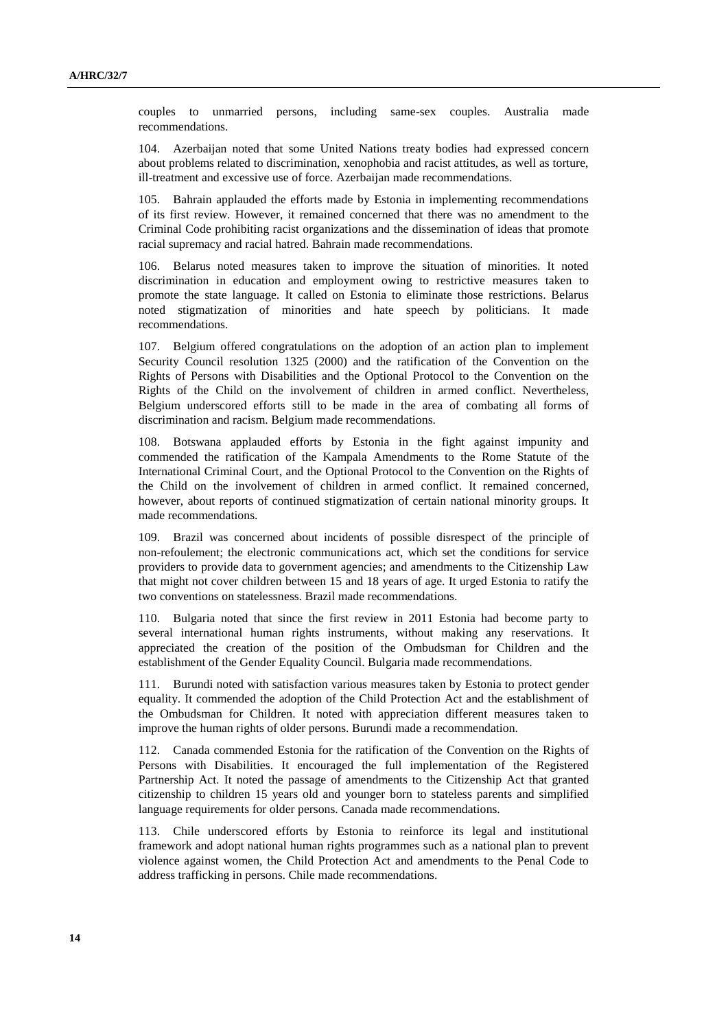couples to unmarried persons, including same-sex couples. Australia made recommendations.

104. Azerbaijan noted that some United Nations treaty bodies had expressed concern about problems related to discrimination, xenophobia and racist attitudes, as well as torture, ill-treatment and excessive use of force. Azerbaijan made recommendations.

105. Bahrain applauded the efforts made by Estonia in implementing recommendations of its first review. However, it remained concerned that there was no amendment to the Criminal Code prohibiting racist organizations and the dissemination of ideas that promote racial supremacy and racial hatred. Bahrain made recommendations.

106. Belarus noted measures taken to improve the situation of minorities. It noted discrimination in education and employment owing to restrictive measures taken to promote the state language. It called on Estonia to eliminate those restrictions. Belarus noted stigmatization of minorities and hate speech by politicians. It made recommendations.

107. Belgium offered congratulations on the adoption of an action plan to implement Security Council resolution 1325 (2000) and the ratification of the Convention on the Rights of Persons with Disabilities and the Optional Protocol to the Convention on the Rights of the Child on the involvement of children in armed conflict. Nevertheless, Belgium underscored efforts still to be made in the area of combating all forms of discrimination and racism. Belgium made recommendations.

108. Botswana applauded efforts by Estonia in the fight against impunity and commended the ratification of the Kampala Amendments to the Rome Statute of the International Criminal Court, and the Optional Protocol to the Convention on the Rights of the Child on the involvement of children in armed conflict. It remained concerned, however, about reports of continued stigmatization of certain national minority groups. It made recommendations.

109. Brazil was concerned about incidents of possible disrespect of the principle of non-refoulement; the electronic communications act, which set the conditions for service providers to provide data to government agencies; and amendments to the Citizenship Law that might not cover children between 15 and 18 years of age. It urged Estonia to ratify the two conventions on statelessness. Brazil made recommendations.

110. Bulgaria noted that since the first review in 2011 Estonia had become party to several international human rights instruments, without making any reservations. It appreciated the creation of the position of the Ombudsman for Children and the establishment of the Gender Equality Council. Bulgaria made recommendations.

111. Burundi noted with satisfaction various measures taken by Estonia to protect gender equality. It commended the adoption of the Child Protection Act and the establishment of the Ombudsman for Children. It noted with appreciation different measures taken to improve the human rights of older persons. Burundi made a recommendation.

112. Canada commended Estonia for the ratification of the Convention on the Rights of Persons with Disabilities. It encouraged the full implementation of the Registered Partnership Act. It noted the passage of amendments to the Citizenship Act that granted citizenship to children 15 years old and younger born to stateless parents and simplified language requirements for older persons. Canada made recommendations.

113. Chile underscored efforts by Estonia to reinforce its legal and institutional framework and adopt national human rights programmes such as a national plan to prevent violence against women, the Child Protection Act and amendments to the Penal Code to address trafficking in persons. Chile made recommendations.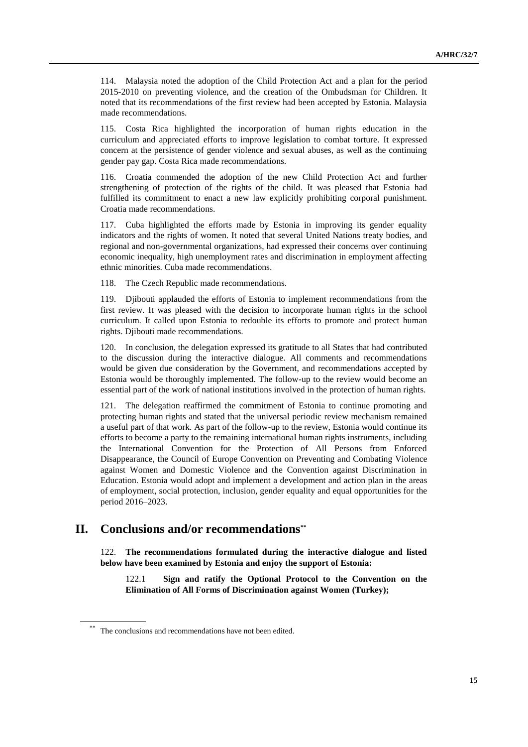114. Malaysia noted the adoption of the Child Protection Act and a plan for the period 2015-2010 on preventing violence, and the creation of the Ombudsman for Children. It noted that its recommendations of the first review had been accepted by Estonia. Malaysia made recommendations.

115. Costa Rica highlighted the incorporation of human rights education in the curriculum and appreciated efforts to improve legislation to combat torture. It expressed concern at the persistence of gender violence and sexual abuses, as well as the continuing gender pay gap. Costa Rica made recommendations.

116. Croatia commended the adoption of the new Child Protection Act and further strengthening of protection of the rights of the child. It was pleased that Estonia had fulfilled its commitment to enact a new law explicitly prohibiting corporal punishment. Croatia made recommendations.

117. Cuba highlighted the efforts made by Estonia in improving its gender equality indicators and the rights of women. It noted that several United Nations treaty bodies, and regional and non-governmental organizations, had expressed their concerns over continuing economic inequality, high unemployment rates and discrimination in employment affecting ethnic minorities. Cuba made recommendations.

118. The Czech Republic made recommendations.

119. Djibouti applauded the efforts of Estonia to implement recommendations from the first review. It was pleased with the decision to incorporate human rights in the school curriculum. It called upon Estonia to redouble its efforts to promote and protect human rights. Djibouti made recommendations.

120. In conclusion, the delegation expressed its gratitude to all States that had contributed to the discussion during the interactive dialogue. All comments and recommendations would be given due consideration by the Government, and recommendations accepted by Estonia would be thoroughly implemented. The follow-up to the review would become an essential part of the work of national institutions involved in the protection of human rights.

121. The delegation reaffirmed the commitment of Estonia to continue promoting and protecting human rights and stated that the universal periodic review mechanism remained a useful part of that work. As part of the follow-up to the review, Estonia would continue its efforts to become a party to the remaining international human rights instruments, including the International Convention for the Protection of All Persons from Enforced Disappearance, the Council of Europe Convention on Preventing and Combating Violence against Women and Domestic Violence and the Convention against Discrimination in Education. Estonia would adopt and implement a development and action plan in the areas of employment, social protection, inclusion, gender equality and equal opportunities for the period 2016–2023.

## II. Conclusions and/or recommendations**

122. **The recommendations formulated during the interactive dialogue and listed below have been examined by Estonia and enjoy the support of Estonia:**

> 122.1 **Sign and ratify the Optional Protocol to the Convention on the Elimination of All Forms of Discrimination against Women (Turkey);**

** The conclusions and recommendations have not been edited.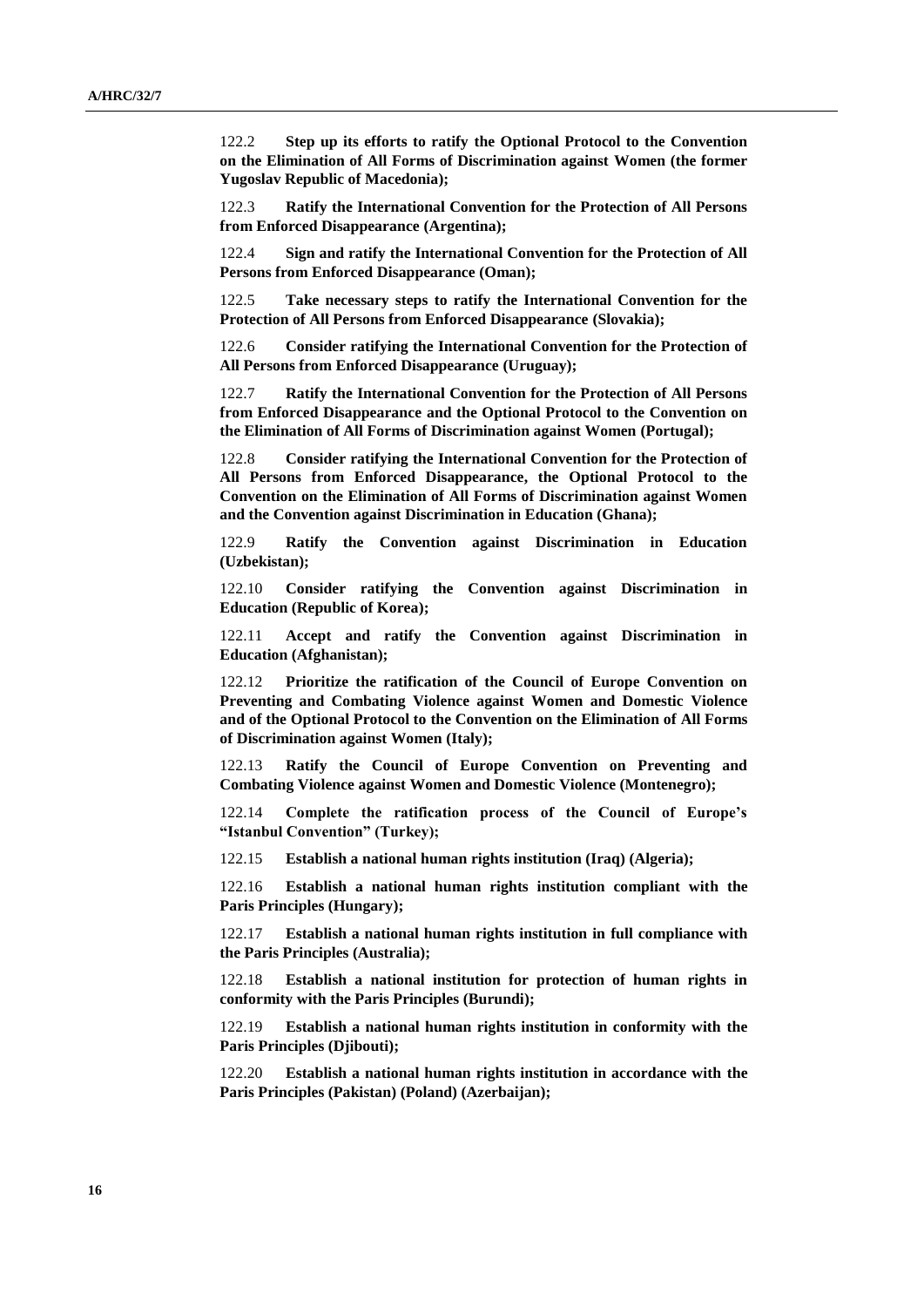122.2 **Step up its efforts to ratify the Optional Protocol to the Convention on the Elimination of All Forms of Discrimination against Women (the former Yugoslav Republic of Macedonia);**

122.3 **Ratify the International Convention for the Protection of All Persons from Enforced Disappearance (Argentina);**

122.4 **Sign and ratify the International Convention for the Protection of All Persons from Enforced Disappearance (Oman);**

122.5 **Take necessary steps to ratify the International Convention for the Protection of All Persons from Enforced Disappearance (Slovakia);**

122.6 **Consider ratifying the International Convention for the Protection of All Persons from Enforced Disappearance (Uruguay);**

122.7 **Ratify the International Convention for the Protection of All Persons from Enforced Disappearance and the Optional Protocol to the Convention on the Elimination of All Forms of Discrimination against Women (Portugal);**

122.8 **Consider ratifying the International Convention for the Protection of All Persons from Enforced Disappearance, the Optional Protocol to the Convention on the Elimination of All Forms of Discrimination against Women and the Convention against Discrimination in Education (Ghana);**

122.9 **Ratify the Convention against Discrimination in Education (Uzbekistan);**

122.10 **Consider ratifying the Convention against Discrimination in Education (Republic of Korea);**

122.11 **Accept and ratify the Convention against Discrimination in Education (Afghanistan);**

122.12 **Prioritize the ratification of the Council of Europe Convention on Preventing and Combating Violence against Women and Domestic Violence and of the Optional Protocol to the Convention on the Elimination of All Forms of Discrimination against Women (Italy);**

122.13 **Ratify the Council of Europe Convention on Preventing and Combating Violence against Women and Domestic Violence (Montenegro);**

122.14 **Complete the ratification process of the Council of Europe's "Istanbul Convention" (Turkey);**

122.15 **Establish a national human rights institution (Iraq) (Algeria);**

122.16 **Establish a national human rights institution compliant with the Paris Principles (Hungary);**

122.17 **Establish a national human rights institution in full compliance with the Paris Principles (Australia);**

122.18 **Establish a national institution for protection of human rights in conformity with the Paris Principles (Burundi);**

122.19 **Establish a national human rights institution in conformity with the Paris Principles (Djibouti);**

122.20 **Establish a national human rights institution in accordance with the Paris Principles (Pakistan) (Poland) (Azerbaijan);**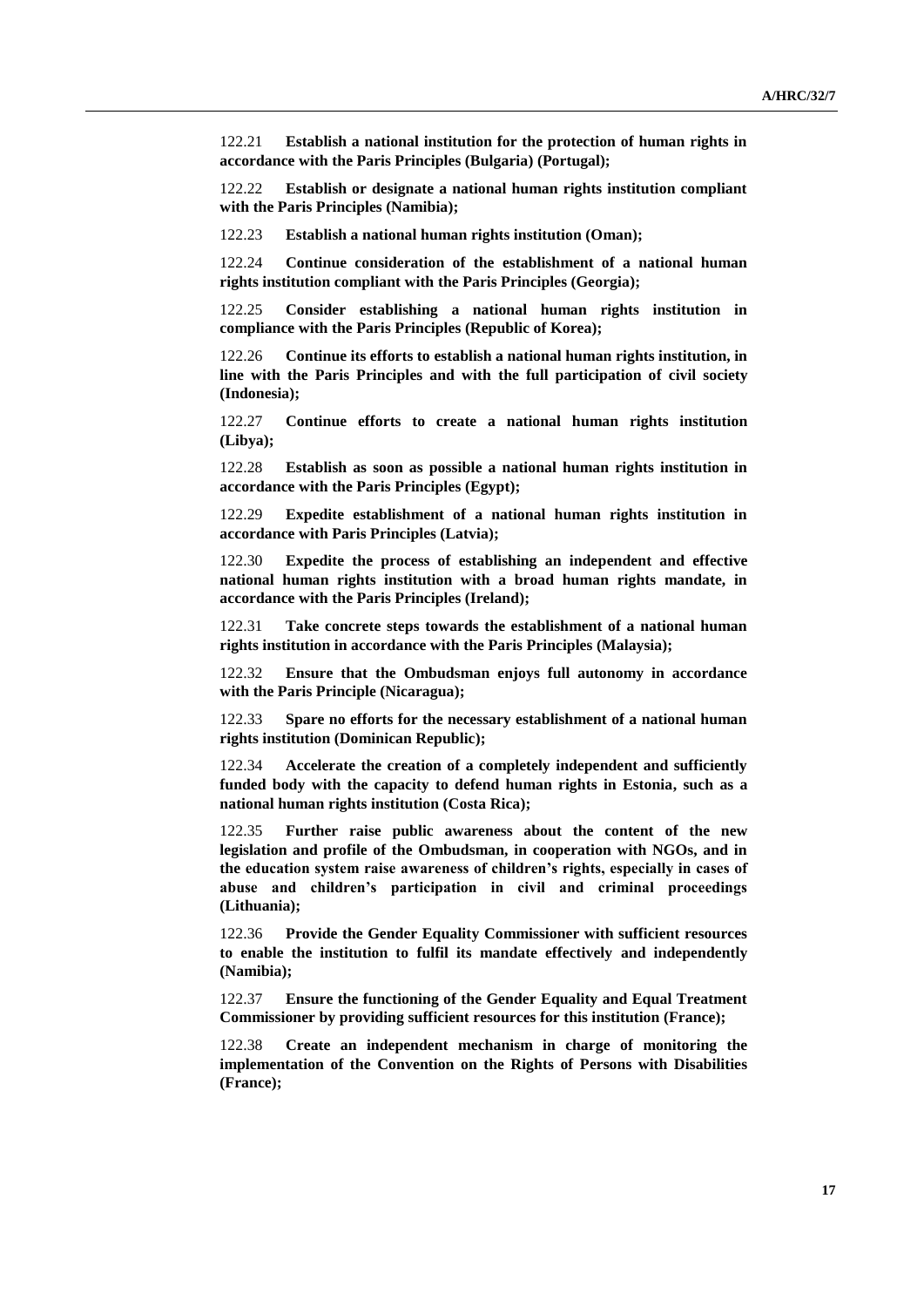122.21 **Establish a national institution for the protection of human rights in accordance with the Paris Principles (Bulgaria) (Portugal);**

122.22 **Establish or designate a national human rights institution compliant with the Paris Principles (Namibia);**

122.23 **Establish a national human rights institution (Oman);**

122.24 **Continue consideration of the establishment of a national human rights institution compliant with the Paris Principles (Georgia);**

122.25 **Consider establishing a national human rights institution in compliance with the Paris Principles (Republic of Korea);**

122.26 **Continue its efforts to establish a national human rights institution, in line with the Paris Principles and with the full participation of civil society (Indonesia);**

122.27 **Continue efforts to create a national human rights institution (Libya);**

122.28 **Establish as soon as possible a national human rights institution in accordance with the Paris Principles (Egypt);**

122.29 **Expedite establishment of a national human rights institution in accordance with Paris Principles (Latvia);**

122.30 **Expedite the process of establishing an independent and effective national human rights institution with a broad human rights mandate, in accordance with the Paris Principles (Ireland);**

122.31 **Take concrete steps towards the establishment of a national human rights institution in accordance with the Paris Principles (Malaysia);**

122.32 **Ensure that the Ombudsman enjoys full autonomy in accordance with the Paris Principle (Nicaragua);**

122.33 **Spare no efforts for the necessary establishment of a national human rights institution (Dominican Republic);**

122.34 **Accelerate the creation of a completely independent and sufficiently funded body with the capacity to defend human rights in Estonia, such as a national human rights institution (Costa Rica);**

122.35 **Further raise public awareness about the content of the new legislation and profile of the Ombudsman, in cooperation with NGOs, and in the education system raise awareness of children's rights, especially in cases of abuse and children's participation in civil and criminal proceedings (Lithuania);**

122.36 **Provide the Gender Equality Commissioner with sufficient resources to enable the institution to fulfil its mandate effectively and independently (Namibia);**

122.37 **Ensure the functioning of the Gender Equality and Equal Treatment Commissioner by providing sufficient resources for this institution (France);**

122.38 **Create an independent mechanism in charge of monitoring the implementation of the Convention on the Rights of Persons with Disabilities (France);**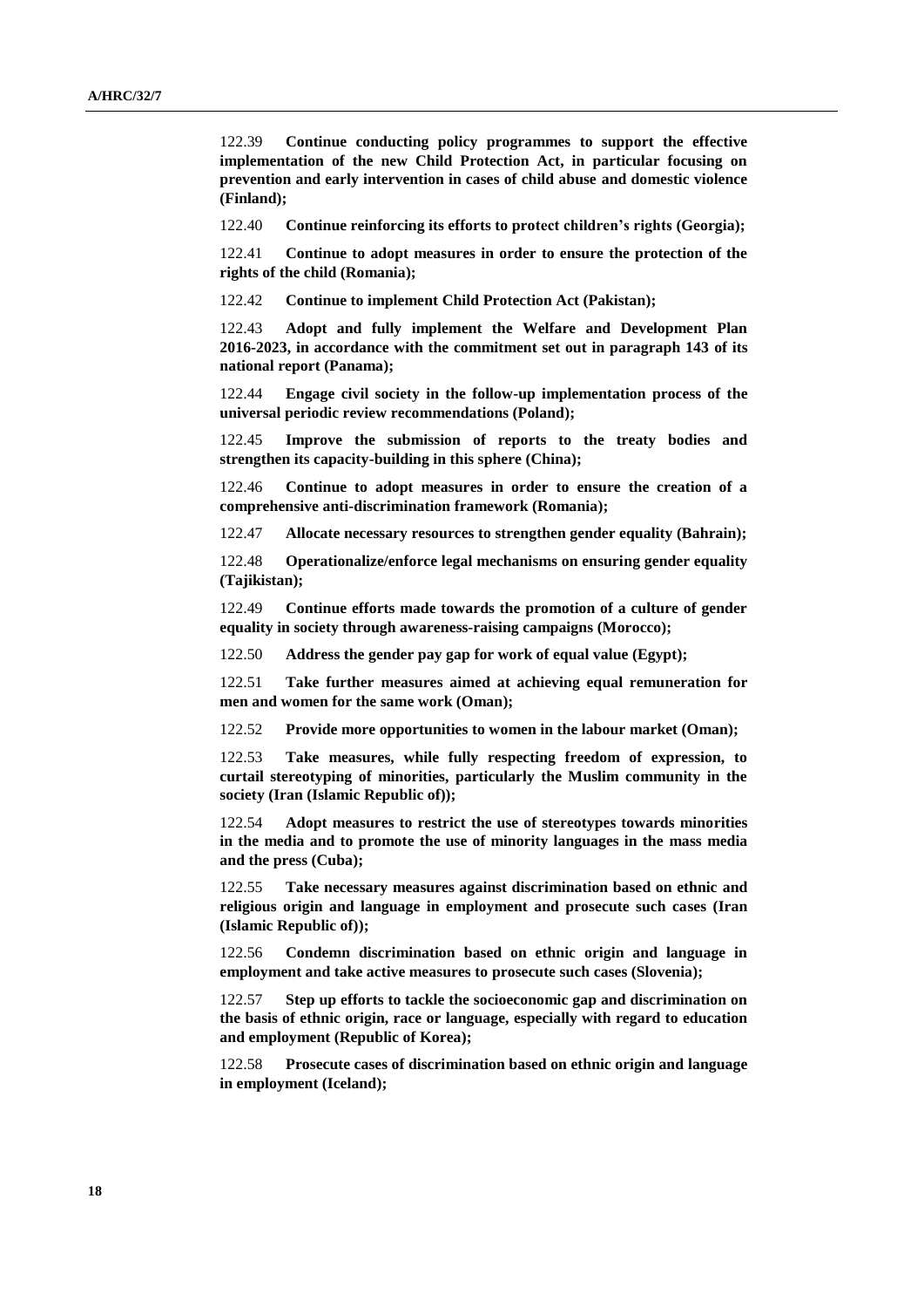122.39 **Continue conducting policy programmes to support the effective implementation of the new Child Protection Act, in particular focusing on prevention and early intervention in cases of child abuse and domestic violence (Finland);**

122.40 **Continue reinforcing its efforts to protect children's rights (Georgia);**

122.41 **Continue to adopt measures in order to ensure the protection of the rights of the child (Romania);**

122.42 **Continue to implement Child Protection Act (Pakistan);**

122.43 **Adopt and fully implement the Welfare and Development Plan 2016-2023, in accordance with the commitment set out in paragraph 143 of its national report (Panama);**

122.44 **Engage civil society in the follow-up implementation process of the universal periodic review recommendations (Poland);**

122.45 **Improve the submission of reports to the treaty bodies and strengthen its capacity-building in this sphere (China);**

122.46 **Continue to adopt measures in order to ensure the creation of a comprehensive anti-discrimination framework (Romania);**

122.47 **Allocate necessary resources to strengthen gender equality (Bahrain);**

122.48 **Operationalize/enforce legal mechanisms on ensuring gender equality (Tajikistan);**

122.49 **Continue efforts made towards the promotion of a culture of gender equality in society through awareness-raising campaigns (Morocco);**

122.50 **Address the gender pay gap for work of equal value (Egypt);**

122.51 **Take further measures aimed at achieving equal remuneration for men and women for the same work (Oman);**

122.52 **Provide more opportunities to women in the labour market (Oman);**

122.53 **Take measures, while fully respecting freedom of expression, to curtail stereotyping of minorities, particularly the Muslim community in the society (Iran (Islamic Republic of));**

122.54 **Adopt measures to restrict the use of stereotypes towards minorities in the media and to promote the use of minority languages in the mass media and the press (Cuba);**

122.55 **Take necessary measures against discrimination based on ethnic and religious origin and language in employment and prosecute such cases (Iran (Islamic Republic of));**

122.56 **Condemn discrimination based on ethnic origin and language in employment and take active measures to prosecute such cases (Slovenia);**

122.57 **Step up efforts to tackle the socioeconomic gap and discrimination on the basis of ethnic origin, race or language, especially with regard to education and employment (Republic of Korea);**

122.58 **Prosecute cases of discrimination based on ethnic origin and language in employment (Iceland);**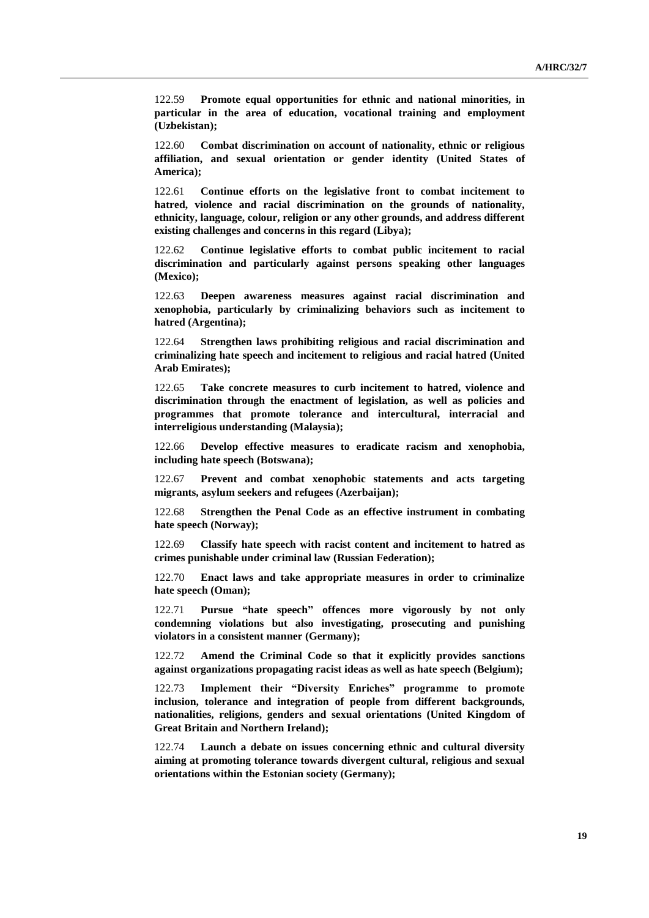122.59 **Promote equal opportunities for ethnic and national minorities, in particular in the area of education, vocational training and employment (Uzbekistan);**

122.60 **Combat discrimination on account of nationality, ethnic or religious affiliation, and sexual orientation or gender identity (United States of America);**

122.61 **Continue efforts on the legislative front to combat incitement to hatred, violence and racial discrimination on the grounds of nationality, ethnicity, language, colour, religion or any other grounds, and address different existing challenges and concerns in this regard (Libya);**

122.62 **Continue legislative efforts to combat public incitement to racial discrimination and particularly against persons speaking other languages (Mexico);**

122.63 **Deepen awareness measures against racial discrimination and xenophobia, particularly by criminalizing behaviors such as incitement to hatred (Argentina);**

122.64 **Strengthen laws prohibiting religious and racial discrimination and criminalizing hate speech and incitement to religious and racial hatred (United Arab Emirates);**

122.65 **Take concrete measures to curb incitement to hatred, violence and discrimination through the enactment of legislation, as well as policies and programmes that promote tolerance and intercultural, interracial and interreligious understanding (Malaysia);**

122.66 **Develop effective measures to eradicate racism and xenophobia, including hate speech (Botswana);**

122.67 **Prevent and combat xenophobic statements and acts targeting migrants, asylum seekers and refugees (Azerbaijan);**

122.68 **Strengthen the Penal Code as an effective instrument in combating hate speech (Norway);**

122.69 **Classify hate speech with racist content and incitement to hatred as crimes punishable under criminal law (Russian Federation);**

122.70 **Enact laws and take appropriate measures in order to criminalize hate speech (Oman);**

122.71 **Pursue "hate speech" offences more vigorously by not only condemning violations but also investigating, prosecuting and punishing violators in a consistent manner (Germany);**

122.72 **Amend the Criminal Code so that it explicitly provides sanctions against organizations propagating racist ideas as well as hate speech (Belgium);**

122.73 **Implement their "Diversity Enriches" programme to promote inclusion, tolerance and integration of people from different backgrounds, nationalities, religions, genders and sexual orientations (United Kingdom of Great Britain and Northern Ireland);**

122.74 **Launch a debate on issues concerning ethnic and cultural diversity aiming at promoting tolerance towards divergent cultural, religious and sexual orientations within the Estonian society (Germany);**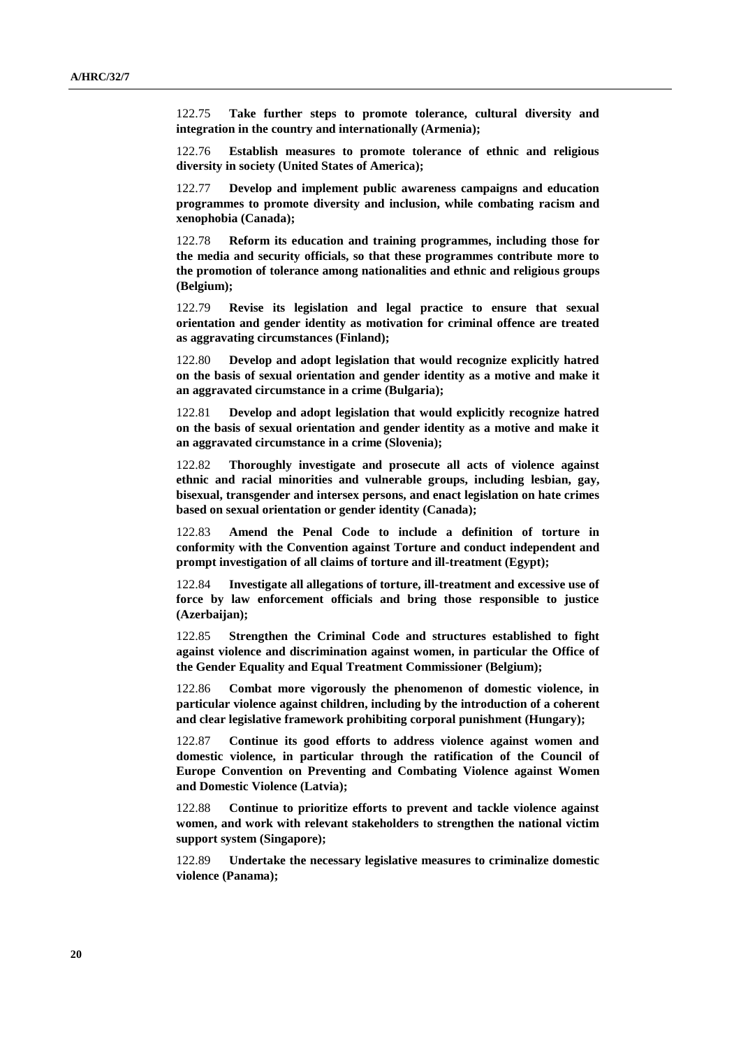122.75 **Take further steps to promote tolerance, cultural diversity and integration in the country and internationally (Armenia);**

122.76 **Establish measures to promote tolerance of ethnic and religious diversity in society (United States of America);**

122.77 **Develop and implement public awareness campaigns and education programmes to promote diversity and inclusion, while combating racism and xenophobia (Canada);**

122.78 **Reform its education and training programmes, including those for the media and security officials, so that these programmes contribute more to the promotion of tolerance among nationalities and ethnic and religious groups (Belgium);**

122.79 **Revise its legislation and legal practice to ensure that sexual orientation and gender identity as motivation for criminal offence are treated as aggravating circumstances (Finland);**

122.80 **Develop and adopt legislation that would recognize explicitly hatred on the basis of sexual orientation and gender identity as a motive and make it an aggravated circumstance in a crime (Bulgaria);**

122.81 **Develop and adopt legislation that would explicitly recognize hatred on the basis of sexual orientation and gender identity as a motive and make it an aggravated circumstance in a crime (Slovenia);**

122.82 **Thoroughly investigate and prosecute all acts of violence against ethnic and racial minorities and vulnerable groups, including lesbian, gay, bisexual, transgender and intersex persons, and enact legislation on hate crimes based on sexual orientation or gender identity (Canada);**

122.83 **Amend the Penal Code to include a definition of torture in conformity with the Convention against Torture and conduct independent and prompt investigation of all claims of torture and ill-treatment (Egypt);**

122.84 **Investigate all allegations of torture, ill-treatment and excessive use of force by law enforcement officials and bring those responsible to justice (Azerbaijan);**

122.85 **Strengthen the Criminal Code and structures established to fight against violence and discrimination against women, in particular the Office of the Gender Equality and Equal Treatment Commissioner (Belgium);**

122.86 **Combat more vigorously the phenomenon of domestic violence, in particular violence against children, including by the introduction of a coherent and clear legislative framework prohibiting corporal punishment (Hungary);**

122.87 **Continue its good efforts to address violence against women and domestic violence, in particular through the ratification of the Council of Europe Convention on Preventing and Combating Violence against Women and Domestic Violence (Latvia);**

122.88 **Continue to prioritize efforts to prevent and tackle violence against women, and work with relevant stakeholders to strengthen the national victim support system (Singapore);**

122.89 **Undertake the necessary legislative measures to criminalize domestic violence (Panama);**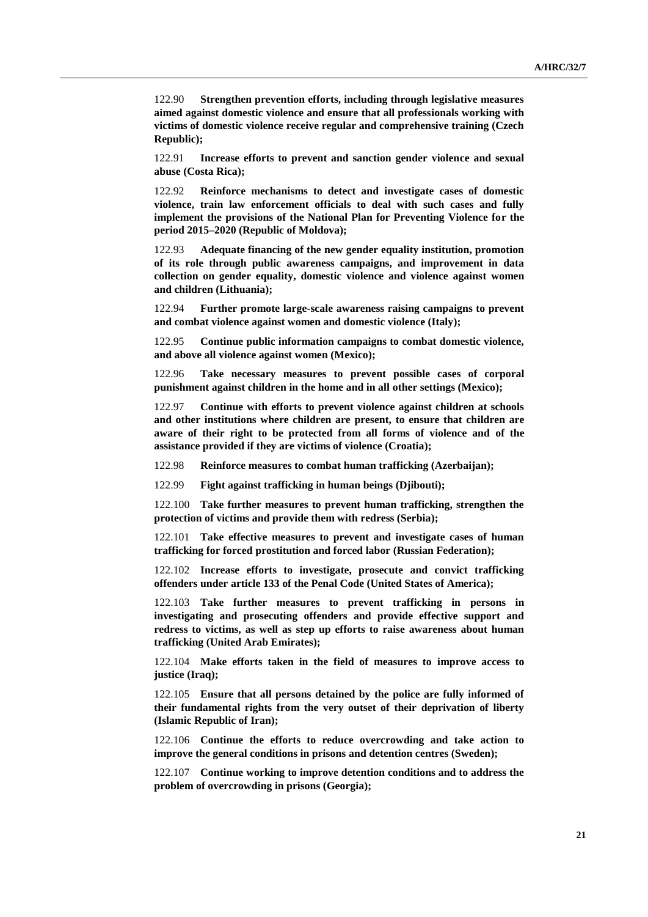122.90 **Strengthen prevention efforts, including through legislative measures aimed against domestic violence and ensure that all professionals working with victims of domestic violence receive regular and comprehensive training (Czech Republic);**

122.91 **Increase efforts to prevent and sanction gender violence and sexual abuse (Costa Rica);**

122.92 **Reinforce mechanisms to detect and investigate cases of domestic violence, train law enforcement officials to deal with such cases and fully implement the provisions of the National Plan for Preventing Violence for the period 2015–2020 (Republic of Moldova);**

122.93 **Adequate financing of the new gender equality institution, promotion of its role through public awareness campaigns, and improvement in data collection on gender equality, domestic violence and violence against women and children (Lithuania);**

122.94 **Further promote large-scale awareness raising campaigns to prevent and combat violence against women and domestic violence (Italy);**

122.95 **Continue public information campaigns to combat domestic violence, and above all violence against women (Mexico);**

122.96 **Take necessary measures to prevent possible cases of corporal punishment against children in the home and in all other settings (Mexico);**

122.97 **Continue with efforts to prevent violence against children at schools and other institutions where children are present, to ensure that children are aware of their right to be protected from all forms of violence and of the assistance provided if they are victims of violence (Croatia);**

122.98 **Reinforce measures to combat human trafficking (Azerbaijan);**

122.99 **Fight against trafficking in human beings (Djibouti);**

122.100 **Take further measures to prevent human trafficking, strengthen the protection of victims and provide them with redress (Serbia);**

122.101 **Take effective measures to prevent and investigate cases of human trafficking for forced prostitution and forced labor (Russian Federation);**

122.102 **Increase efforts to investigate, prosecute and convict trafficking offenders under article 133 of the Penal Code (United States of America);**

122.103 **Take further measures to prevent trafficking in persons in investigating and prosecuting offenders and provide effective support and redress to victims, as well as step up efforts to raise awareness about human trafficking (United Arab Emirates);**

122.104 **Make efforts taken in the field of measures to improve access to justice (Iraq);**

122.105 **Ensure that all persons detained by the police are fully informed of their fundamental rights from the very outset of their deprivation of liberty (Islamic Republic of Iran);**

122.106 **Continue the efforts to reduce overcrowding and take action to improve the general conditions in prisons and detention centres (Sweden);**

122.107 **Continue working to improve detention conditions and to address the problem of overcrowding in prisons (Georgia);**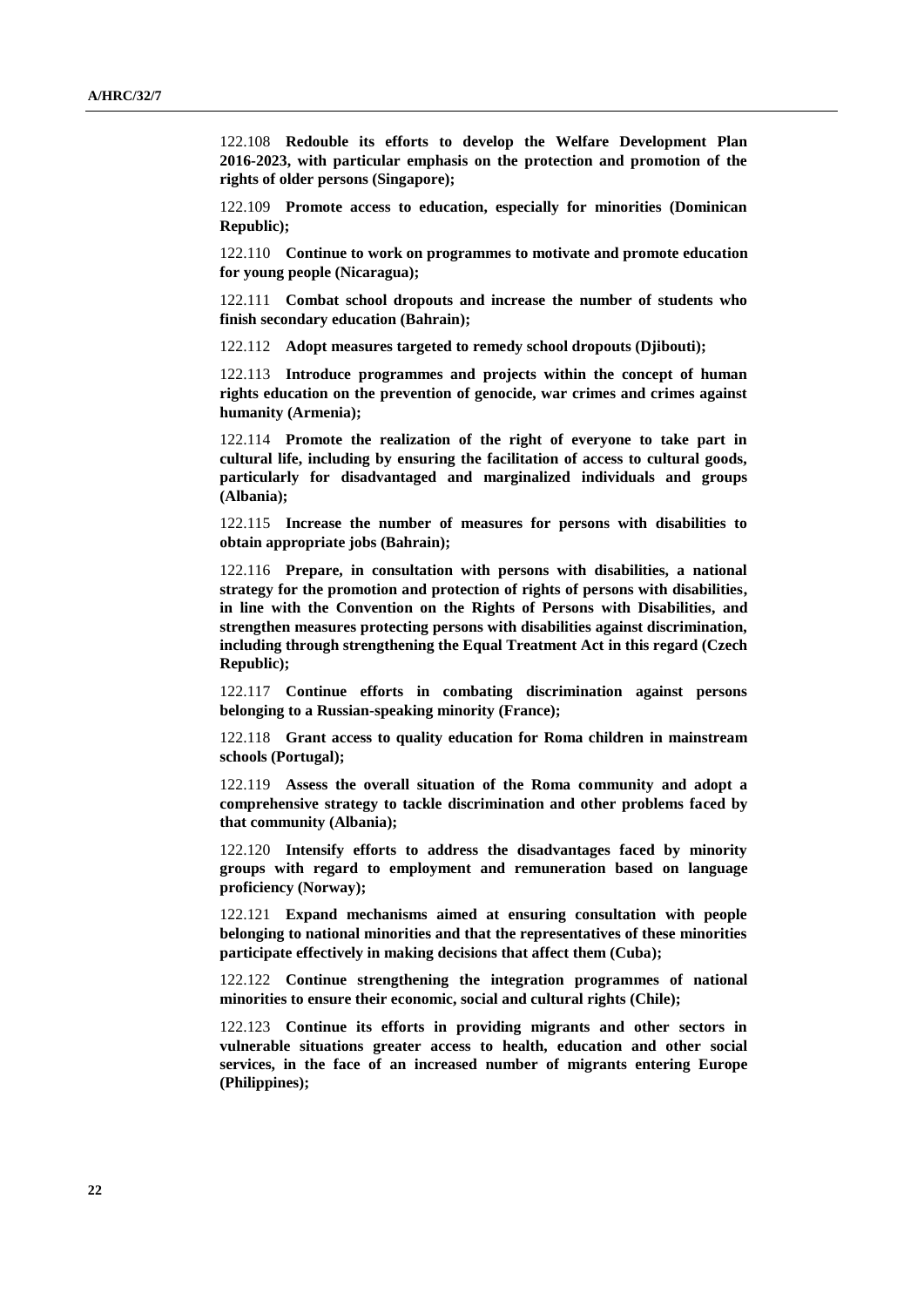122.108 **Redouble its efforts to develop the Welfare Development Plan 2016-2023, with particular emphasis on the protection and promotion of the rights of older persons (Singapore);**

122.109 **Promote access to education, especially for minorities (Dominican Republic);**

122.110 **Continue to work on programmes to motivate and promote education for young people (Nicaragua);**

122.111 **Combat school dropouts and increase the number of students who finish secondary education (Bahrain);**

122.112 **Adopt measures targeted to remedy school dropouts (Djibouti);**

122.113 **Introduce programmes and projects within the concept of human rights education on the prevention of genocide, war crimes and crimes against humanity (Armenia);**

122.114 **Promote the realization of the right of everyone to take part in cultural life, including by ensuring the facilitation of access to cultural goods, particularly for disadvantaged and marginalized individuals and groups (Albania);**

122.115 **Increase the number of measures for persons with disabilities to obtain appropriate jobs (Bahrain);**

122.116 **Prepare, in consultation with persons with disabilities, a national strategy for the promotion and protection of rights of persons with disabilities, in line with the Convention on the Rights of Persons with Disabilities, and strengthen measures protecting persons with disabilities against discrimination, including through strengthening the Equal Treatment Act in this regard (Czech Republic);**

122.117 **Continue efforts in combating discrimination against persons belonging to a Russian-speaking minority (France);**

122.118 **Grant access to quality education for Roma children in mainstream schools (Portugal);**

122.119 **Assess the overall situation of the Roma community and adopt a comprehensive strategy to tackle discrimination and other problems faced by that community (Albania);**

122.120 **Intensify efforts to address the disadvantages faced by minority groups with regard to employment and remuneration based on language proficiency (Norway);**

122.121 **Expand mechanisms aimed at ensuring consultation with people belonging to national minorities and that the representatives of these minorities participate effectively in making decisions that affect them (Cuba);**

122.122 **Continue strengthening the integration programmes of national minorities to ensure their economic, social and cultural rights (Chile);**

122.123 **Continue its efforts in providing migrants and other sectors in vulnerable situations greater access to health, education and other social services, in the face of an increased number of migrants entering Europe (Philippines);**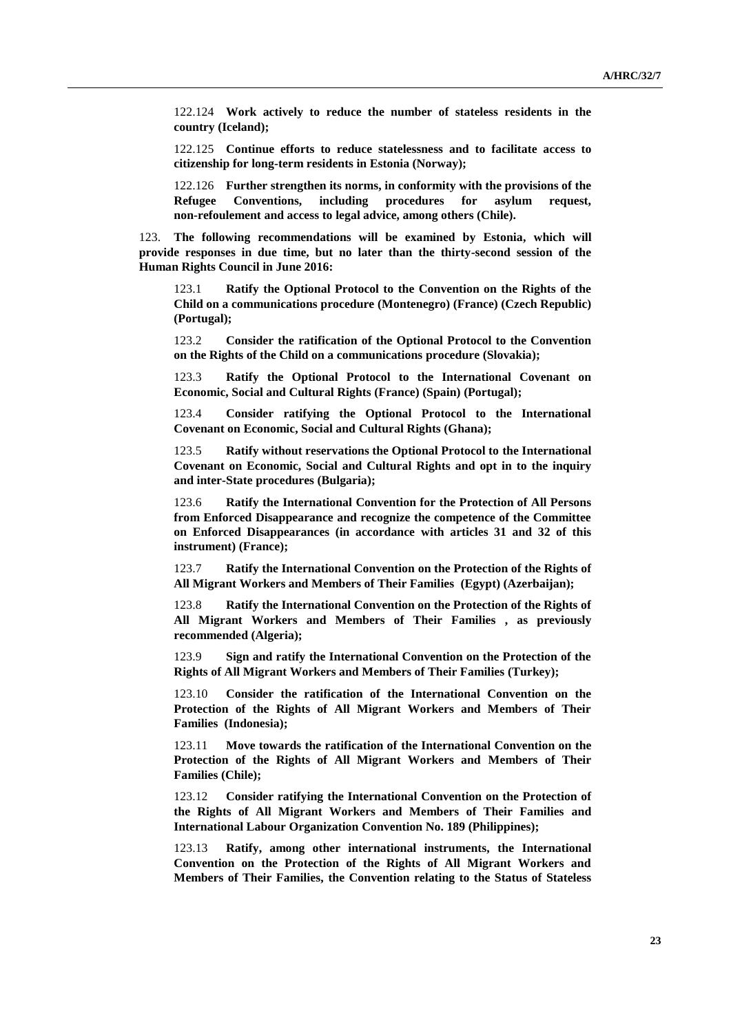122.124 **Work actively to reduce the number of stateless residents in the country (Iceland);**

122.125 **Continue efforts to reduce statelessness and to facilitate access to citizenship for long-term residents in Estonia (Norway);**

122.126 **Further strengthen its norms, in conformity with the provisions of the Refugee Conventions, including procedures for asylum request, non-refoulement and access to legal advice, among others (Chile).**

123. **The following recommendations will be examined by Estonia, which will provide responses in due time, but no later than the thirty-second session of the Human Rights Council in June 2016:**

123.1 **Ratify the Optional Protocol to the Convention on the Rights of the Child on a communications procedure (Montenegro) (France) (Czech Republic) (Portugal);**

123.2 **Consider the ratification of the Optional Protocol to the Convention on the Rights of the Child on a communications procedure (Slovakia);**

123.3 **Ratify the Optional Protocol to the International Covenant on Economic, Social and Cultural Rights (France) (Spain) (Portugal);**

123.4 **Consider ratifying the Optional Protocol to the International Covenant on Economic, Social and Cultural Rights (Ghana);**

123.5 **Ratify without reservations the Optional Protocol to the International Covenant on Economic, Social and Cultural Rights and opt in to the inquiry and inter-State procedures (Bulgaria);**

123.6 **Ratify the International Convention for the Protection of All Persons from Enforced Disappearance and recognize the competence of the Committee on Enforced Disappearances (in accordance with articles 31 and 32 of this instrument) (France);**

123.7 **Ratify the International Convention on the Protection of the Rights of All Migrant Workers and Members of Their Families (Egypt) (Azerbaijan);**

123.8 **Ratify the International Convention on the Protection of the Rights of All Migrant Workers and Members of Their Families , as previously recommended (Algeria);**

123.9 **Sign and ratify the International Convention on the Protection of the Rights of All Migrant Workers and Members of Their Families (Turkey);**

123.10 **Consider the ratification of the International Convention on the Protection of the Rights of All Migrant Workers and Members of Their Families (Indonesia);**

123.11 **Move towards the ratification of the International Convention on the Protection of the Rights of All Migrant Workers and Members of Their Families (Chile);**

123.12 **Consider ratifying the International Convention on the Protection of the Rights of All Migrant Workers and Members of Their Families and International Labour Organization Convention No. 189 (Philippines);**

123.13 **Ratify, among other international instruments, the International Convention on the Protection of the Rights of All Migrant Workers and Members of Their Families, the Convention relating to the Status of Stateless**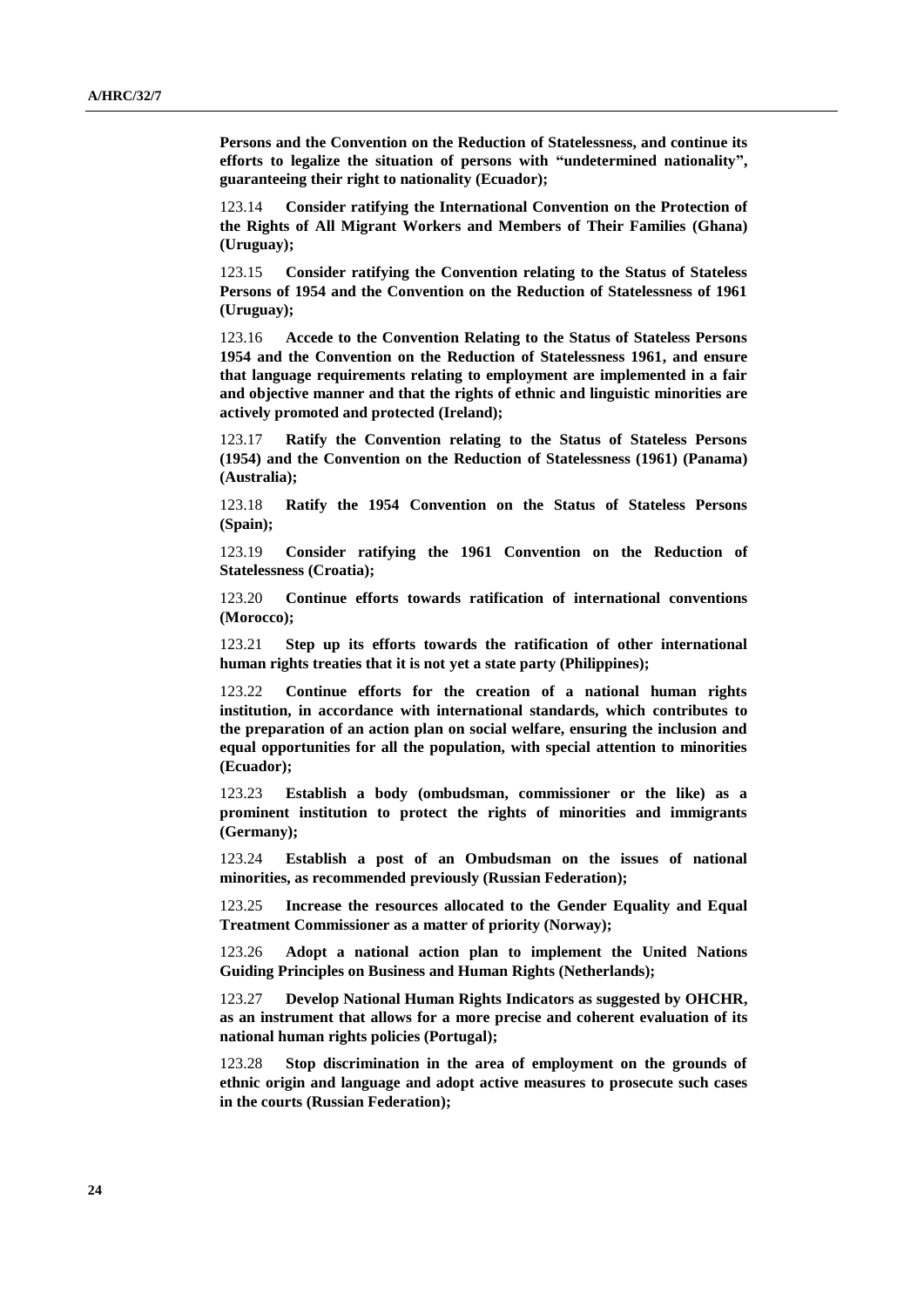**Persons and the Convention on the Reduction of Statelessness, and continue its efforts to legalize the situation of persons with "undetermined nationality", guaranteeing their right to nationality (Ecuador);**

123.14 **Consider ratifying the International Convention on the Protection of the Rights of All Migrant Workers and Members of Their Families (Ghana) (Uruguay);**

123.15 **Consider ratifying the Convention relating to the Status of Stateless Persons of 1954 and the Convention on the Reduction of Statelessness of 1961 (Uruguay);**

123.16 **Accede to the Convention Relating to the Status of Stateless Persons 1954 and the Convention on the Reduction of Statelessness 1961, and ensure that language requirements relating to employment are implemented in a fair and objective manner and that the rights of ethnic and linguistic minorities are actively promoted and protected (Ireland);**

123.17 **Ratify the Convention relating to the Status of Stateless Persons (1954) and the Convention on the Reduction of Statelessness (1961) (Panama) (Australia);**

123.18 **Ratify the 1954 Convention on the Status of Stateless Persons (Spain);**

123.19 **Consider ratifying the 1961 Convention on the Reduction of Statelessness (Croatia);**

123.20 **Continue efforts towards ratification of international conventions (Morocco);**

123.21 **Step up its efforts towards the ratification of other international human rights treaties that it is not yet a state party (Philippines);**

123.22 **Continue efforts for the creation of a national human rights institution, in accordance with international standards, which contributes to the preparation of an action plan on social welfare, ensuring the inclusion and equal opportunities for all the population, with special attention to minorities (Ecuador);**

123.23 **Establish a body (ombudsman, commissioner or the like) as a prominent institution to protect the rights of minorities and immigrants (Germany);**

123.24 **Establish a post of an Ombudsman on the issues of national minorities, as recommended previously (Russian Federation);**

123.25 **Increase the resources allocated to the Gender Equality and Equal Treatment Commissioner as a matter of priority (Norway);**

123.26 **Adopt a national action plan to implement the United Nations Guiding Principles on Business and Human Rights (Netherlands);**

123.27 **Develop National Human Rights Indicators as suggested by OHCHR, as an instrument that allows for a more precise and coherent evaluation of its national human rights policies (Portugal);**

123.28 **Stop discrimination in the area of employment on the grounds of ethnic origin and language and adopt active measures to prosecute such cases in the courts (Russian Federation);**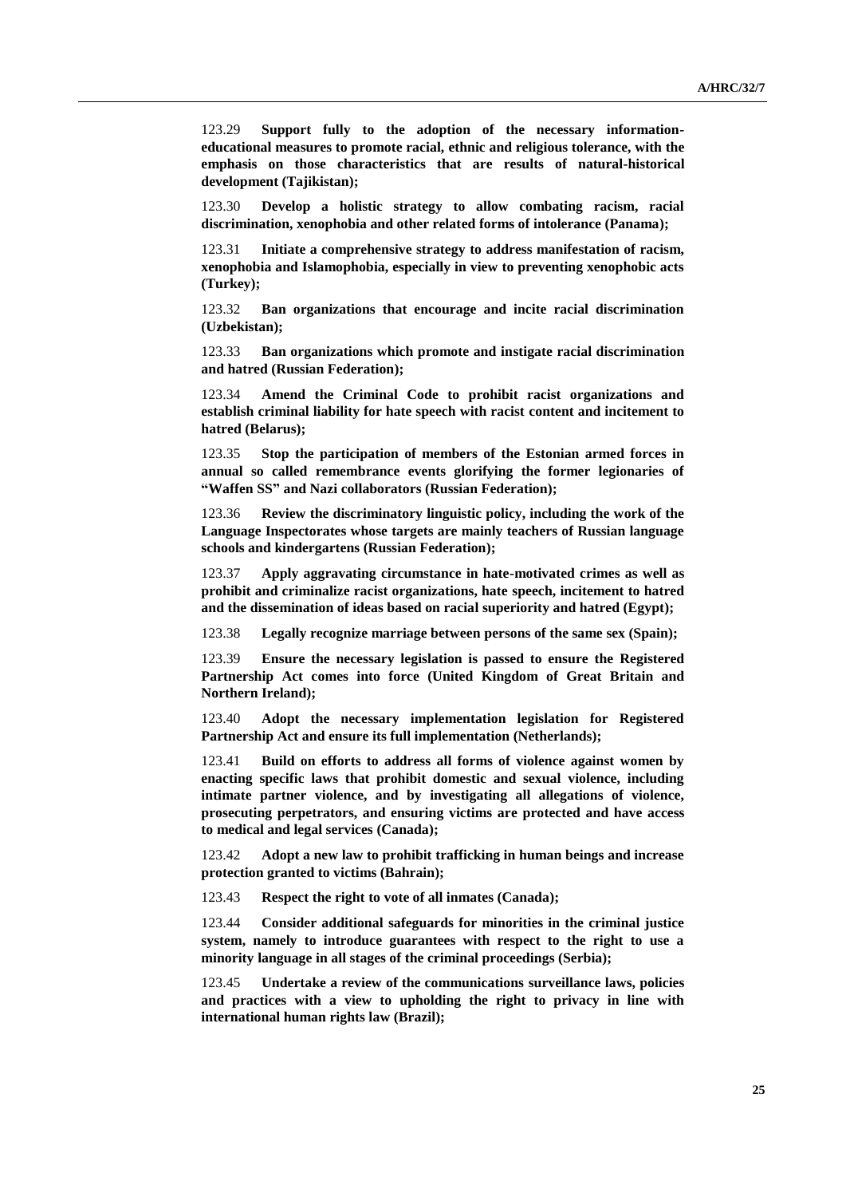123.29 **Support fully to the adoption of the necessary information-educational measures to promote racial, ethnic and religious tolerance, with the emphasis on those characteristics that are results of natural-historical development (Tajikistan);**

123.30 **Develop a holistic strategy to allow combating racism, racial discrimination, xenophobia and other related forms of intolerance (Panama);**

123.31 **Initiate a comprehensive strategy to address manifestation of racism, xenophobia and Islamophobia, especially in view to preventing xenophobic acts (Turkey);**

123.32 **Ban organizations that encourage and incite racial discrimination (Uzbekistan);**

123.33 **Ban organizations which promote and instigate racial discrimination and hatred (Russian Federation);**

123.34 **Amend the Criminal Code to prohibit racist organizations and establish criminal liability for hate speech with racist content and incitement to hatred (Belarus);**

123.35 **Stop the participation of members of the Estonian armed forces in annual so called remembrance events glorifying the former legionaries of "Waffen SS" and Nazi collaborators (Russian Federation);**

123.36 **Review the discriminatory linguistic policy, including the work of the Language Inspectorates whose targets are mainly teachers of Russian language schools and kindergartens (Russian Federation);**

123.37 **Apply aggravating circumstance in hate-motivated crimes as well as prohibit and criminalize racist organizations, hate speech, incitement to hatred and the dissemination of ideas based on racial superiority and hatred (Egypt);**

123.38 **Legally recognize marriage between persons of the same sex (Spain);**

123.39 **Ensure the necessary legislation is passed to ensure the Registered Partnership Act comes into force (United Kingdom of Great Britain and Northern Ireland);**

123.40 **Adopt the necessary implementation legislation for Registered Partnership Act and ensure its full implementation (Netherlands);**

123.41 **Build on efforts to address all forms of violence against women by enacting specific laws that prohibit domestic and sexual violence, including intimate partner violence, and by investigating all allegations of violence, prosecuting perpetrators, and ensuring victims are protected and have access to medical and legal services (Canada);**

123.42 **Adopt a new law to prohibit trafficking in human beings and increase protection granted to victims (Bahrain);**

123.43 **Respect the right to vote of all inmates (Canada);**

123.44 **Consider additional safeguards for minorities in the criminal justice system, namely to introduce guarantees with respect to the right to use a minority language in all stages of the criminal proceedings (Serbia);**

123.45 **Undertake a review of the communications surveillance laws, policies and practices with a view to upholding the right to privacy in line with international human rights law (Brazil);**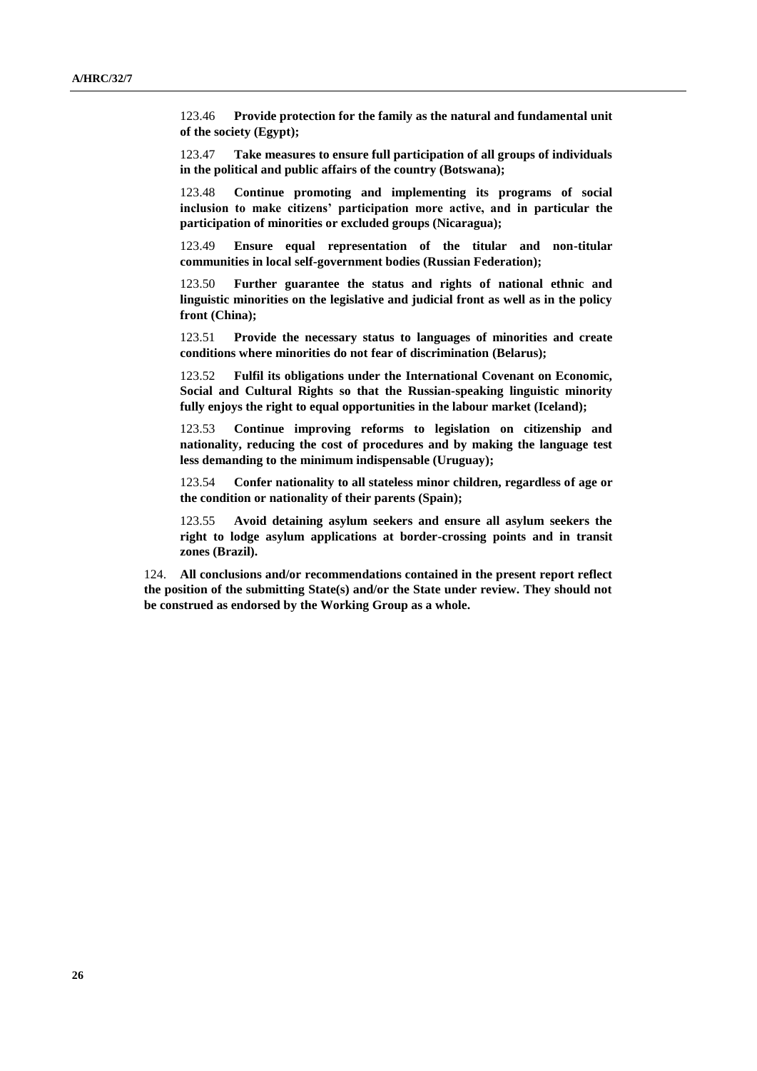123.46 **Provide protection for the family as the natural and fundamental unit of the society (Egypt);**

123.47 **Take measures to ensure full participation of all groups of individuals in the political and public affairs of the country (Botswana);**

123.48 **Continue promoting and implementing its programs of social inclusion to make citizens' participation more active, and in particular the participation of minorities or excluded groups (Nicaragua);**

123.49 **Ensure equal representation of the titular and non-titular communities in local self-government bodies (Russian Federation);**

123.50 **Further guarantee the status and rights of national ethnic and linguistic minorities on the legislative and judicial front as well as in the policy front (China);**

123.51 **Provide the necessary status to languages of minorities and create conditions where minorities do not fear of discrimination (Belarus);**

123.52 **Fulfil its obligations under the International Covenant on Economic, Social and Cultural Rights so that the Russian-speaking linguistic minority fully enjoys the right to equal opportunities in the labour market (Iceland);**

123.53 **Continue improving reforms to legislation on citizenship and nationality, reducing the cost of procedures and by making the language test less demanding to the minimum indispensable (Uruguay);**

123.54 **Confer nationality to all stateless minor children, regardless of age or the condition or nationality of their parents (Spain);**

123.55 **Avoid detaining asylum seekers and ensure all asylum seekers the right to lodge asylum applications at border-crossing points and in transit zones (Brazil).**

124. **All conclusions and/or recommendations contained in the present report reflect the position of the submitting State(s) and/or the State under review. They should not be construed as endorsed by the Working Group as a whole.**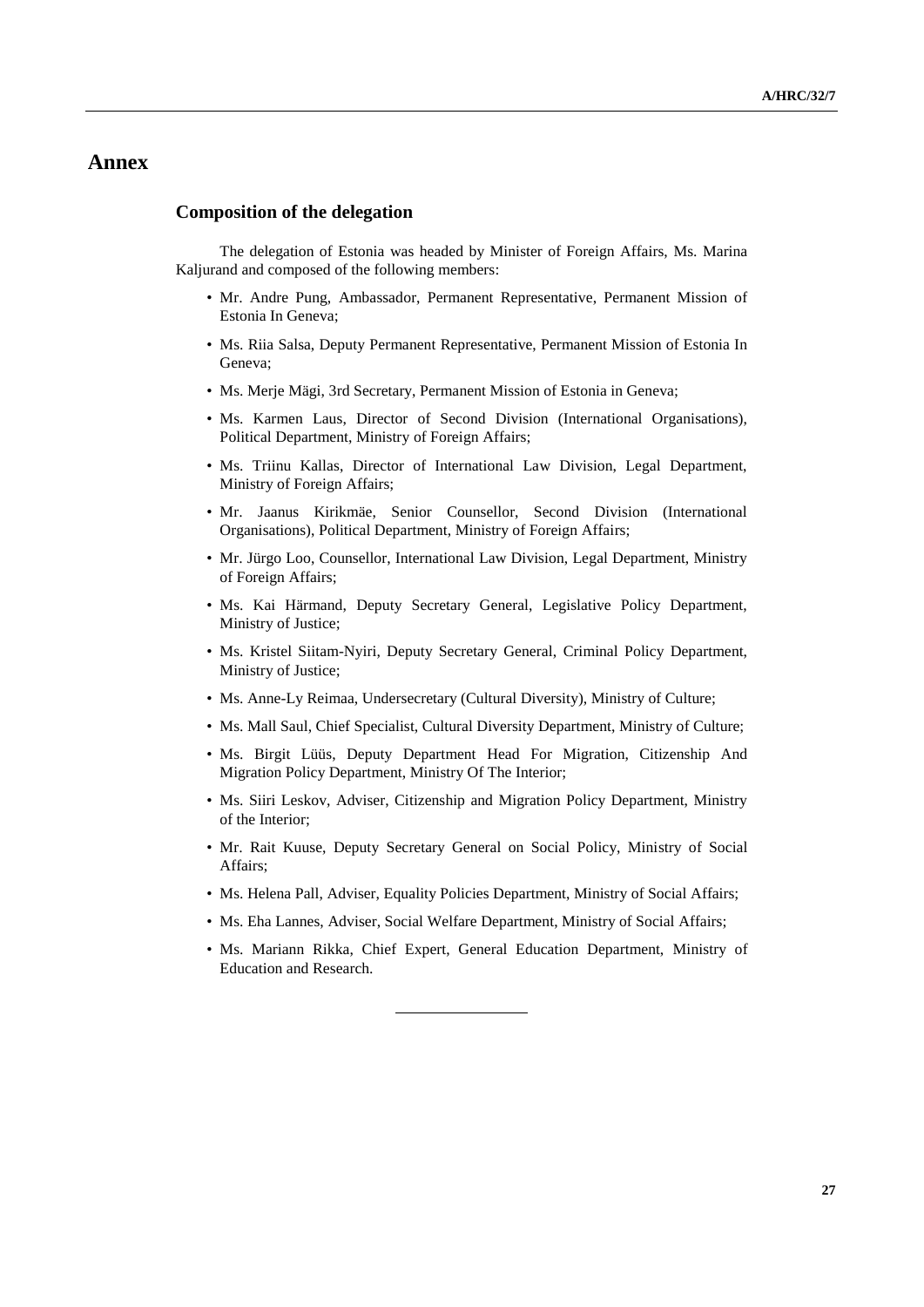# Annex

## Composition of the delegation

The delegation of Estonia was headed by Minister of Foreign Affairs, Ms. Marina Kaljurand and composed of the following members:

- Mr. Andre Pung, Ambassador, Permanent Representative, Permanent Mission of Estonia In Geneva;
- Ms. Riia Salsa, Deputy Permanent Representative, Permanent Mission of Estonia In Geneva;
- Ms. Merje Mägi, 3rd Secretary, Permanent Mission of Estonia in Geneva;
- Ms. Karmen Laus, Director of Second Division (International Organisations), Political Department, Ministry of Foreign Affairs;
- Ms. Triinu Kallas, Director of International Law Division, Legal Department, Ministry of Foreign Affairs;
- Mr. Jaanus Kirikmäe, Senior Counsellor, Second Division (International Organisations), Political Department, Ministry of Foreign Affairs;
- Mr. Jürgo Loo, Counsellor, International Law Division, Legal Department, Ministry of Foreign Affairs;
- Ms. Kai Härmand, Deputy Secretary General, Legislative Policy Department, Ministry of Justice;
- Ms. Kristel Siitam-Nyiri, Deputy Secretary General, Criminal Policy Department, Ministry of Justice;
- Ms. Anne-Ly Reimaa, Undersecretary (Cultural Diversity), Ministry of Culture;
- Ms. Mall Saul, Chief Specialist, Cultural Diversity Department, Ministry of Culture;
- Ms. Birgit Lüüs, Deputy Department Head For Migration, Citizenship And Migration Policy Department, Ministry Of The Interior;
- Ms. Siiri Leskov, Adviser, Citizenship and Migration Policy Department, Ministry of the Interior;
- Mr. Rait Kuuse, Deputy Secretary General on Social Policy, Ministry of Social Affairs;
- Ms. Helena Pall, Adviser, Equality Policies Department, Ministry of Social Affairs;
- Ms. Eha Lannes, Adviser, Social Welfare Department, Ministry of Social Affairs;
- Ms. Mariann Rikka, Chief Expert, General Education Department, Ministry of Education and Research.